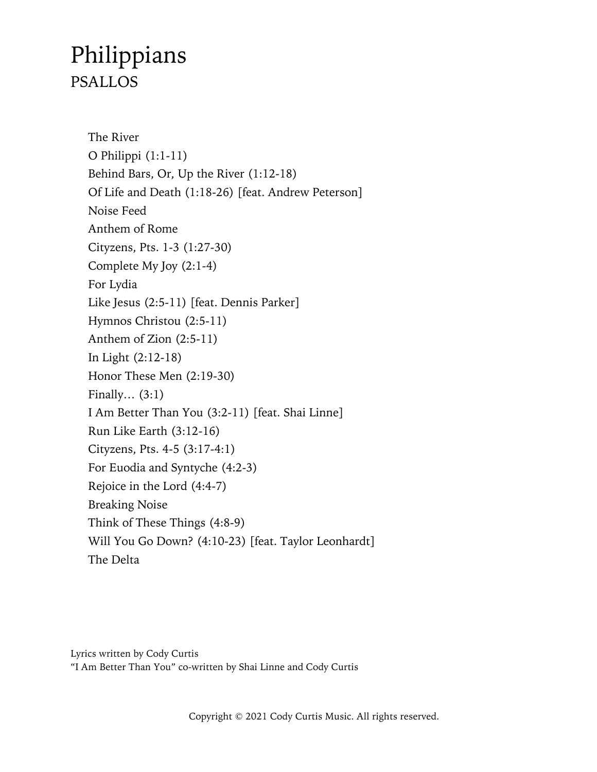# Philippians

## PSALLOS

The River
O Philippi (1:1-11)
Behind Bars, Or, Up the River (1:12-18)
Of Life and Death (1:18-26) [feat. Andrew Peterson]
Noise Feed
Anthem of Rome
Cityzens, Pts. 1-3 (1:27-30)
Complete My Joy (2:1-4)
For Lydia
Like Jesus (2:5-11) [feat. Dennis Parker]
Hymnos Christou (2:5-11)
Anthem of Zion (2:5-11)
In Light (2:12-18)
Honor These Men (2:19-30)
Finally… (3:1)
I Am Better Than You (3:2-11) [feat. Shai Linne]
Run Like Earth (3:12-16)
Cityzens, Pts. 4-5 (3:17-4:1)
For Euodia and Syntyche (4:2-3)
Rejoice in the Lord (4:4-7)
Breaking Noise
Think of These Things (4:8-9)
Will You Go Down? (4:10-23) [feat. Taylor Leonhardt]
The Delta

Lyrics written by Cody Curtis
"I Am Better Than You" co-written by Shai Linne and Cody Curtis

Copyright © 2021 Cody Curtis Music. All rights reserved.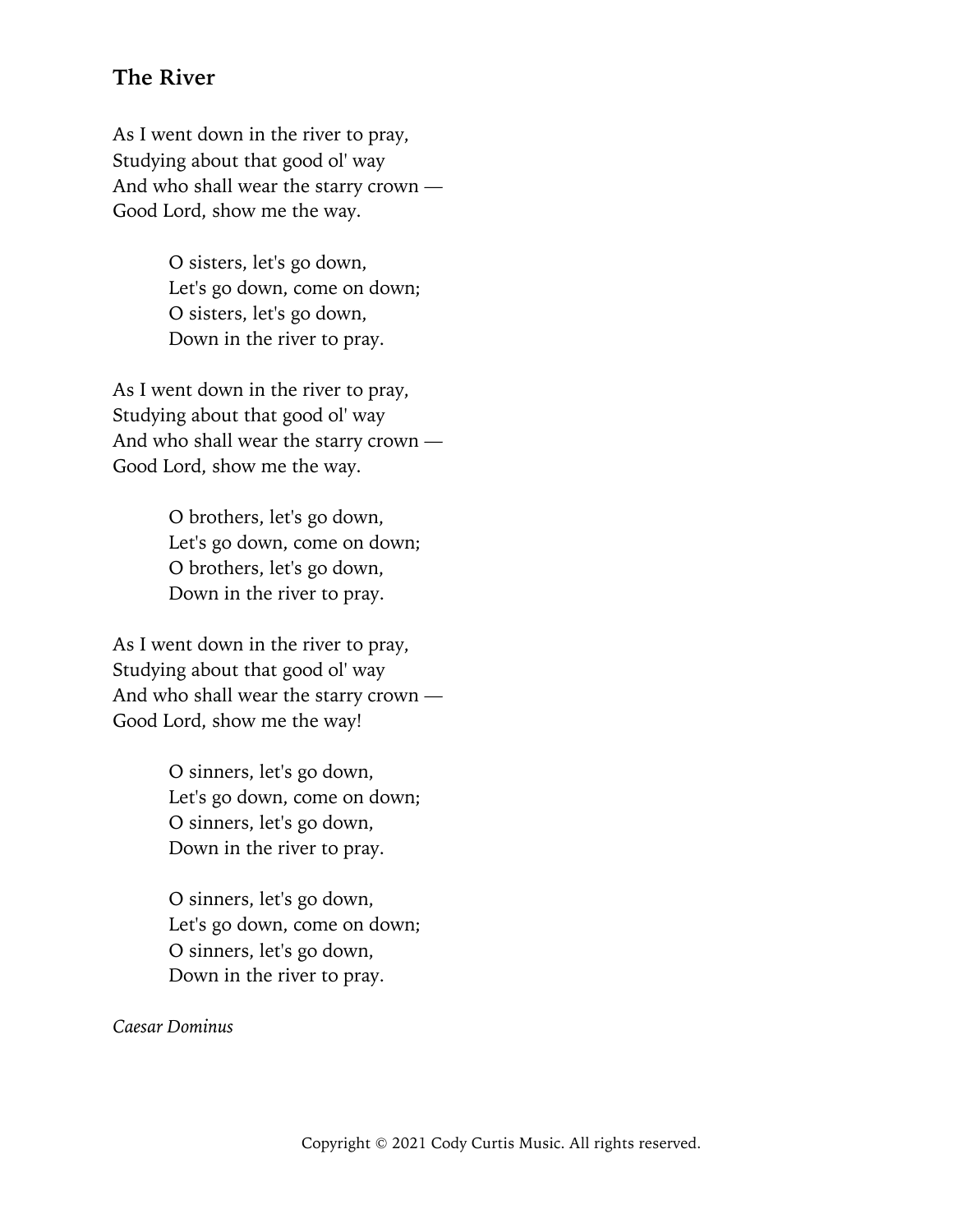## The River

As I went down in the river to pray,
Studying about that good ol' way
And who shall wear the starry crown —
Good Lord, show me the way.

> O sisters, let's go down,
> Let's go down, come on down;
> O sisters, let's go down,
> Down in the river to pray.

As I went down in the river to pray,
Studying about that good ol' way
And who shall wear the starry crown —
Good Lord, show me the way.

> O brothers, let's go down,
> Let's go down, come on down;
> O brothers, let's go down,
> Down in the river to pray.

As I went down in the river to pray,
Studying about that good ol' way
And who shall wear the starry crown —
Good Lord, show me the way!

> O sinners, let's go down,
> Let's go down, come on down;
> O sinners, let's go down,
> Down in the river to pray.

> O sinners, let's go down,
> Let's go down, come on down;
> O sinners, let's go down,
> Down in the river to pray.

*Caesar Dominus*

Copyright © 2021 Cody Curtis Music. All rights reserved.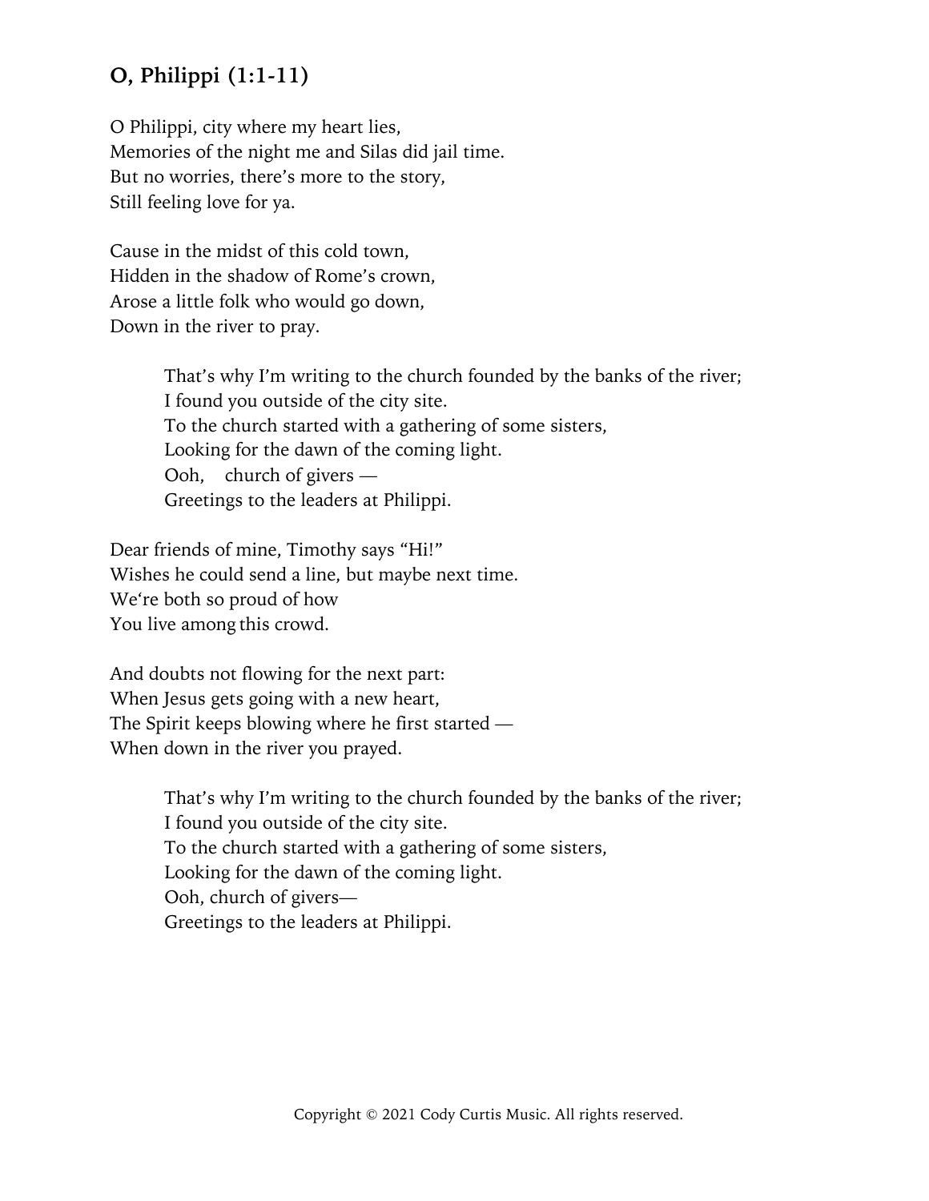## O, Philippi (1:1-11)

O Philippi, city where my heart lies,
Memories of the night me and Silas did jail time.
But no worries, there's more to the story,
Still feeling love for ya.

Cause in the midst of this cold town,
Hidden in the shadow of Rome's crown,
Arose a little folk who would go down,
Down in the river to pray.

> That's why I'm writing to the church founded by the banks of the river;
> I found you outside of the city site.
> To the church started with a gathering of some sisters,
> Looking for the dawn of the coming light.
> Ooh, church of givers —
> Greetings to the leaders at Philippi.

Dear friends of mine, Timothy says "Hi!"
Wishes he could send a line, but maybe next time.
We're both so proud of how
You live among this crowd.

And doubts not flowing for the next part:
When Jesus gets going with a new heart,
The Spirit keeps blowing where he first started —
When down in the river you prayed.

> That's why I'm writing to the church founded by the banks of the river;
> I found you outside of the city site.
> To the church started with a gathering of some sisters,
> Looking for the dawn of the coming light.
> Ooh, church of givers—
> Greetings to the leaders at Philippi.

Copyright © 2021 Cody Curtis Music. All rights reserved.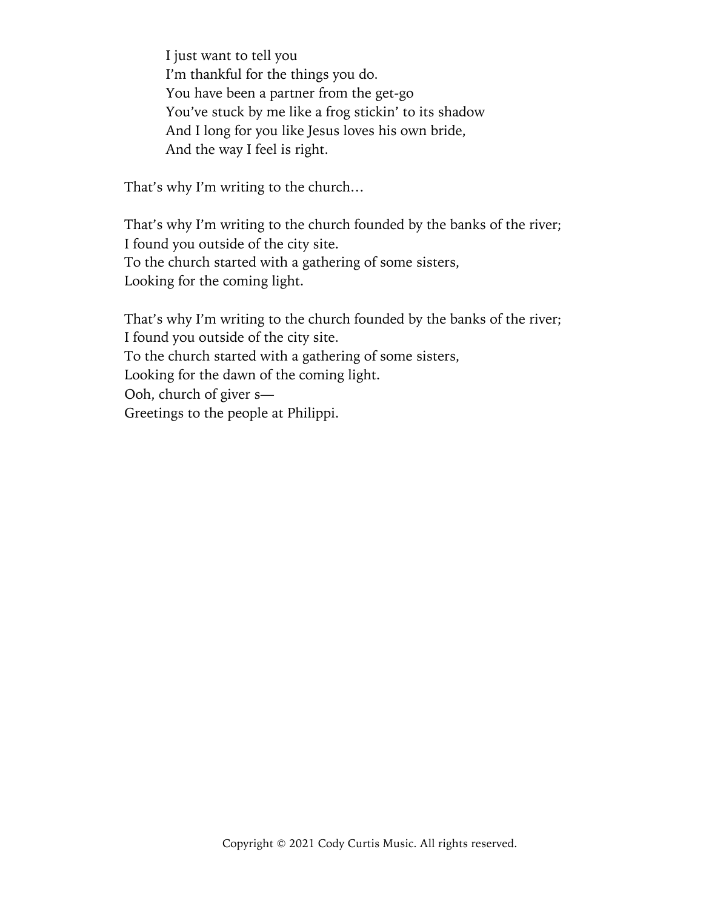I just want to tell you
I'm thankful for the things you do.
You have been a partner from the get-go
You've stuck by me like a frog stickin' to its shadow
And I long for you like Jesus loves his own bride,
And the way I feel is right.

That's why I'm writing to the church…

That's why I'm writing to the church founded by the banks of the river;
I found you outside of the city site.
To the church started with a gathering of some sisters,
Looking for the coming light.

That's why I'm writing to the church founded by the banks of the river;
I found you outside of the city site.
To the church started with a gathering of some sisters,
Looking for the dawn of the coming light.
Ooh, church of giver s—
Greetings to the people at Philippi.

Copyright © 2021 Cody Curtis Music. All rights reserved.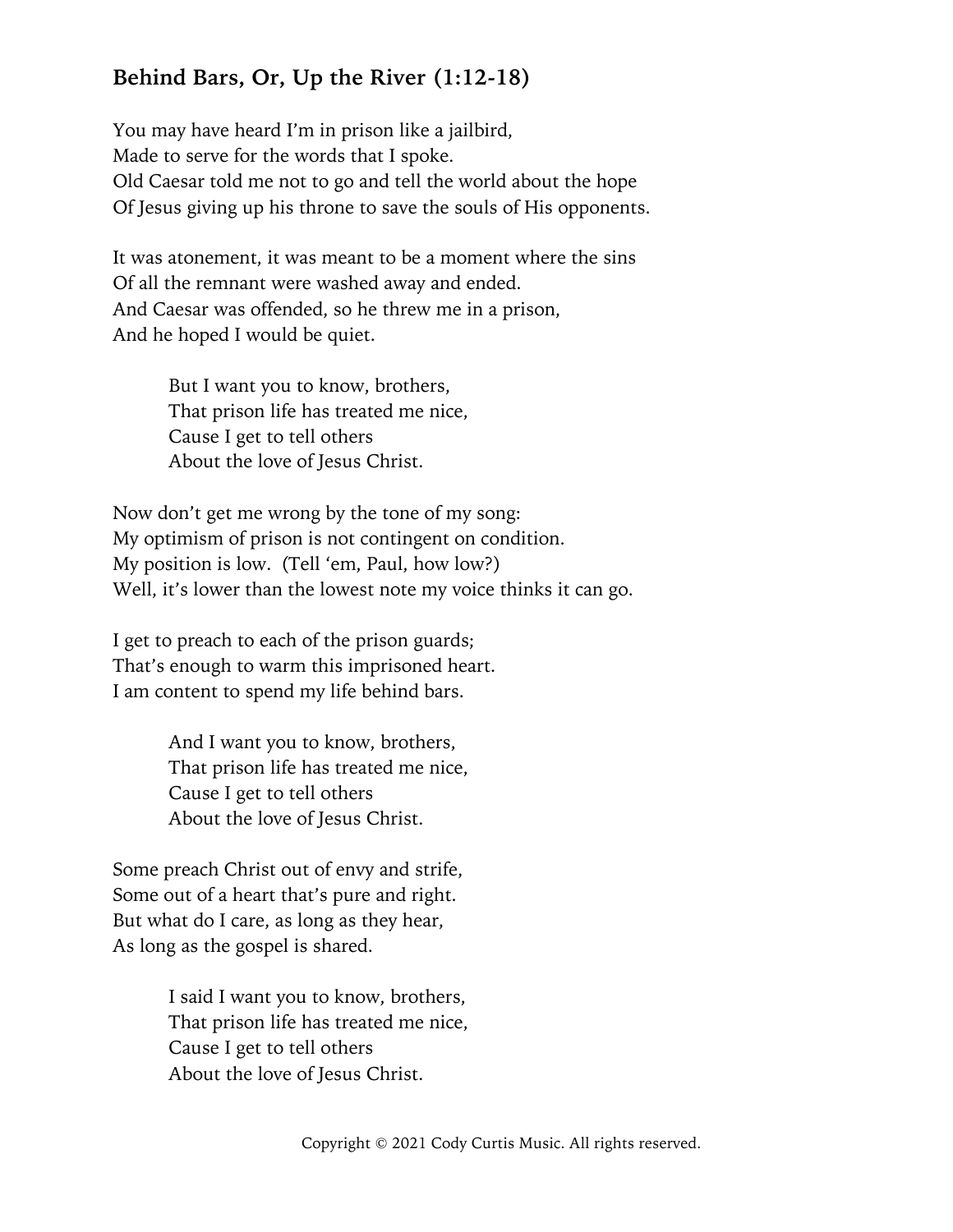### **Behind Bars, Or, Up the River (1:12-18)**

You may have heard I'm in prison like a jailbird,
Made to serve for the words that I spoke.
Old Caesar told me not to go and tell the world about the hope
Of Jesus giving up his throne to save the souls of His opponents.

It was atonement, it was meant to be a moment where the sins
Of all the remnant were washed away and ended.
And Caesar was offended, so he threw me in a prison,
And he hoped I would be quiet.

> But I want you to know, brothers,
> That prison life has treated me nice,
> Cause I get to tell others
> About the love of Jesus Christ.

Now don't get me wrong by the tone of my song:
My optimism of prison is not contingent on condition.
My position is low. (Tell 'em, Paul, how low?)
Well, it's lower than the lowest note my voice thinks it can go.

I get to preach to each of the prison guards;
That's enough to warm this imprisoned heart.
I am content to spend my life behind bars.

> And I want you to know, brothers,
> That prison life has treated me nice,
> Cause I get to tell others
> About the love of Jesus Christ.

Some preach Christ out of envy and strife,
Some out of a heart that's pure and right.
But what do I care, as long as they hear,
As long as the gospel is shared.

> I said I want you to know, brothers,
> That prison life has treated me nice,
> Cause I get to tell others
> About the love of Jesus Christ.

Copyright © 2021 Cody Curtis Music. All rights reserved.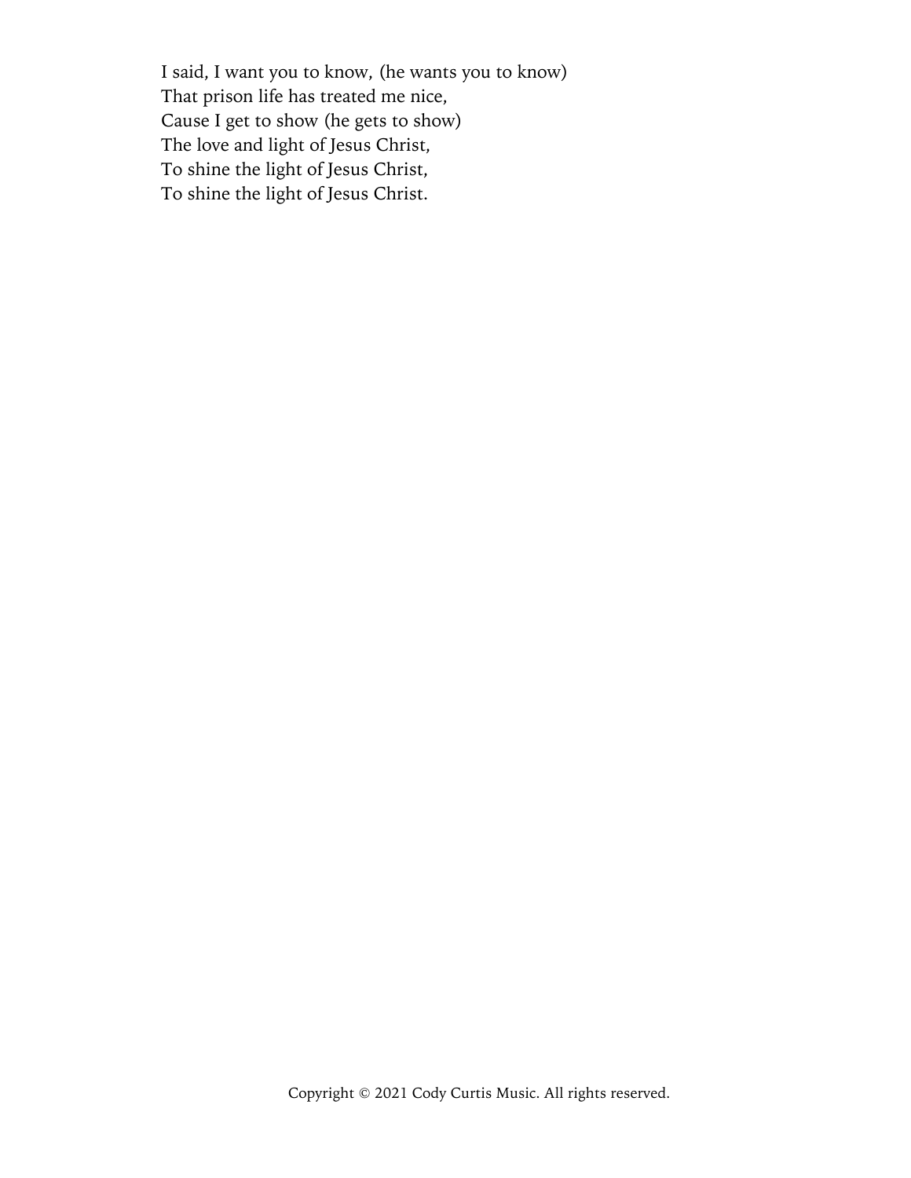I said, I want you to know, (he wants you to know)
That prison life has treated me nice,
Cause I get to show (he gets to show)
The love and light of Jesus Christ,
To shine the light of Jesus Christ,
To shine the light of Jesus Christ.

Copyright © 2021 Cody Curtis Music. All rights reserved.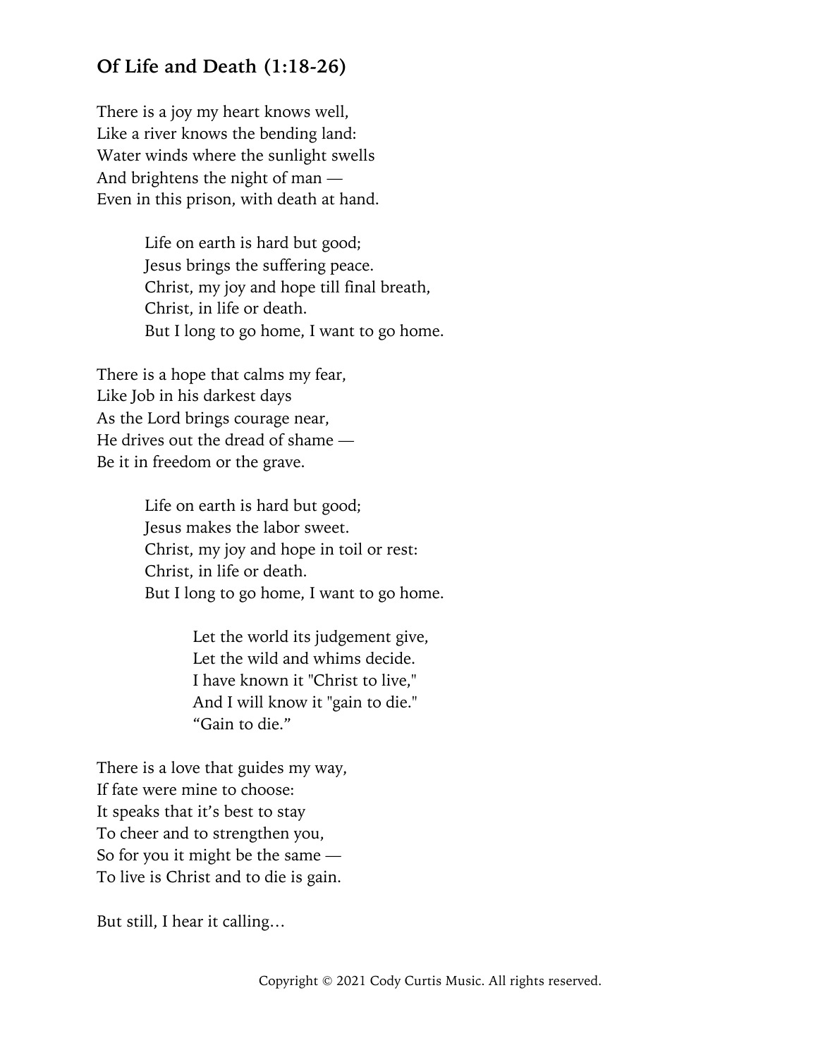### Of Life and Death (1:18-26)

There is a joy my heart knows well,
Like a river knows the bending land:
Water winds where the sunlight swells
And brightens the night of man —
Even in this prison, with death at hand.

> Life on earth is hard but good;
> Jesus brings the suffering peace.
> Christ, my joy and hope till final breath,
> Christ, in life or death.
> But I long to go home, I want to go home.

There is a hope that calms my fear,
Like Job in his darkest days
As the Lord brings courage near,
He drives out the dread of shame —
Be it in freedom or the grave.

> Life on earth is hard but good;
> Jesus makes the labor sweet.
> Christ, my joy and hope in toil or rest:
> Christ, in life or death.
> But I long to go home, I want to go home.

>> Let the world its judgement give,
>> Let the wild and whims decide.
>> I have known it "Christ to live,"
>> And I will know it "gain to die."
>> “Gain to die.”

There is a love that guides my way,
If fate were mine to choose:
It speaks that it’s best to stay
To cheer and to strengthen you,
So for you it might be the same —
To live is Christ and to die is gain.

But still, I hear it calling…

Copyright © 2021 Cody Curtis Music. All rights reserved.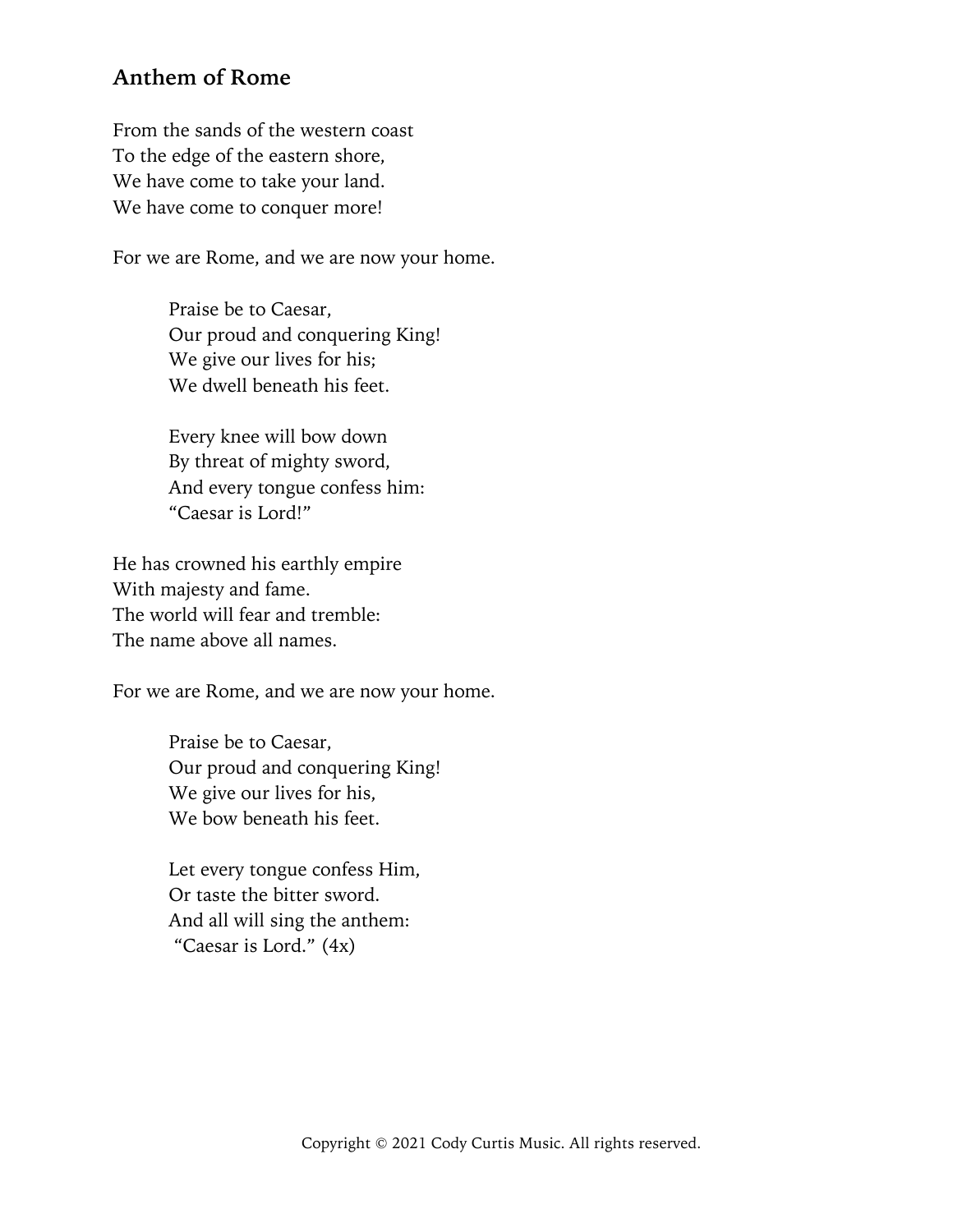## Anthem of Rome

From the sands of the western coast
To the edge of the eastern shore,
We have come to take your land.
We have come to conquer more!

For we are Rome, and we are now your home.

> Praise be to Caesar,
> Our proud and conquering King!
> We give our lives for his;
> We dwell beneath his feet.
>
> Every knee will bow down
> By threat of mighty sword,
> And every tongue confess him:
> "Caesar is Lord!"

He has crowned his earthly empire
With majesty and fame.
The world will fear and tremble:
The name above all names.

For we are Rome, and we are now your home.

> Praise be to Caesar,
> Our proud and conquering King!
> We give our lives for his,
> We bow beneath his feet.
>
> Let every tongue confess Him,
> Or taste the bitter sword.
> And all will sing the anthem:
> "Caesar is Lord." (4x)

Copyright © 2021 Cody Curtis Music. All rights reserved.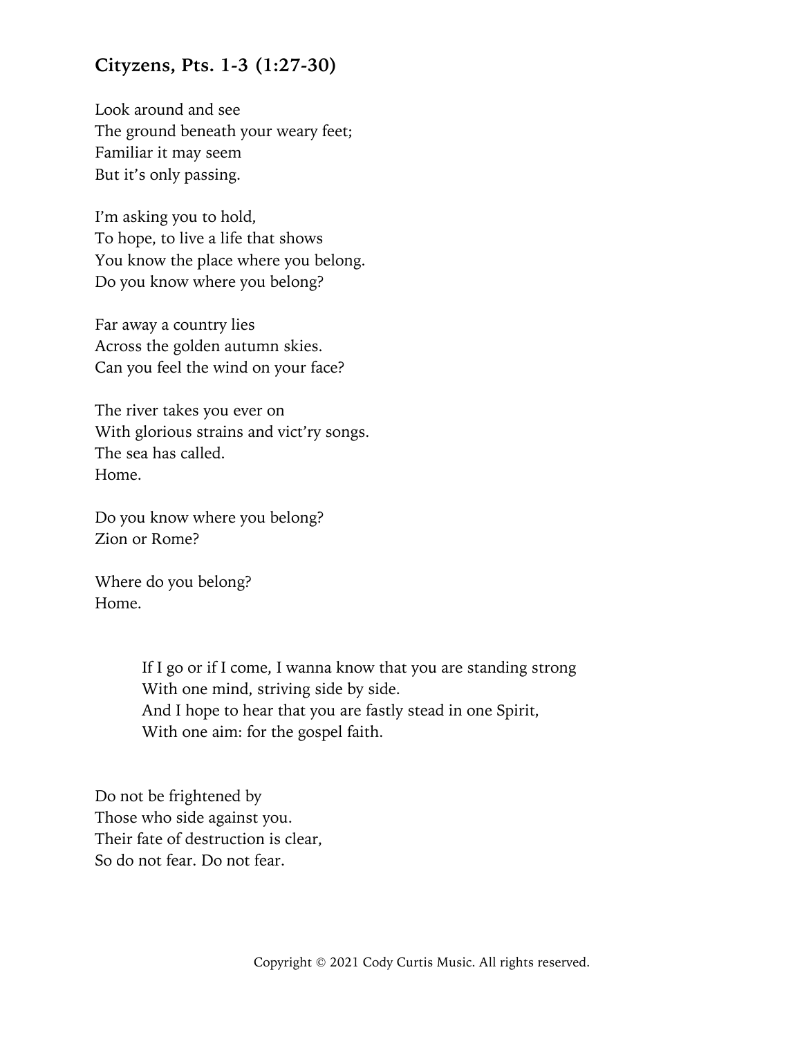## Cityzens, Pts. 1-3 (1:27-30)

Look around and see  
The ground beneath your weary feet;  
Familiar it may seem  
But it's only passing.

I'm asking you to hold,  
To hope, to live a life that shows  
You know the place where you belong.  
Do you know where you belong?

Far away a country lies  
Across the golden autumn skies.  
Can you feel the wind on your face?

The river takes you ever on  
With glorious strains and vict'ry songs.  
The sea has called.  
Home.

Do you know where you belong?  
Zion or Rome?

Where do you belong?  
Home.

> If I go or if I come, I wanna know that you are standing strong  
> With one mind, striving side by side.  
> And I hope to hear that you are fastly stead in one Spirit,  
> With one aim: for the gospel faith.

Do not be frightened by  
Those who side against you.  
Their fate of destruction is clear,  
So do not fear. Do not fear.

Copyright © 2021 Cody Curtis Music. All rights reserved.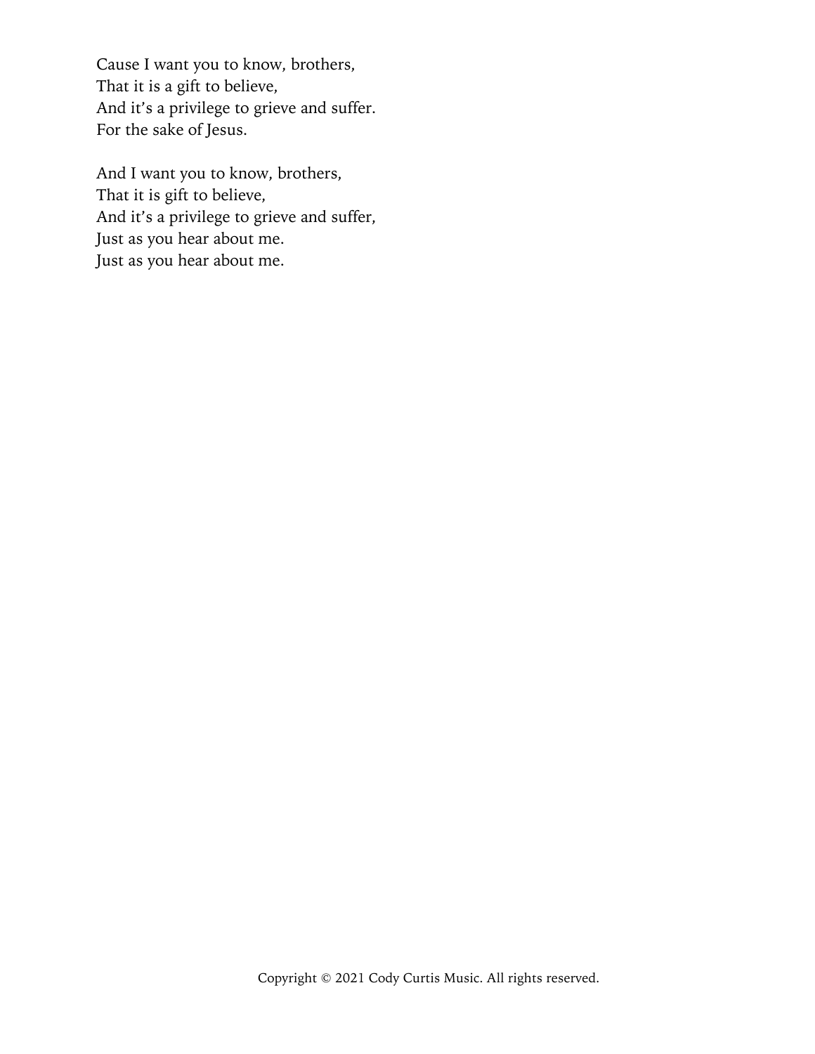Cause I want you to know, brothers,
That it is a gift to believe,
And it's a privilege to grieve and suffer.
For the sake of Jesus.

And I want you to know, brothers,
That it is gift to believe,
And it's a privilege to grieve and suffer,
Just as you hear about me.
Just as you hear about me.

Copyright © 2021 Cody Curtis Music. All rights reserved.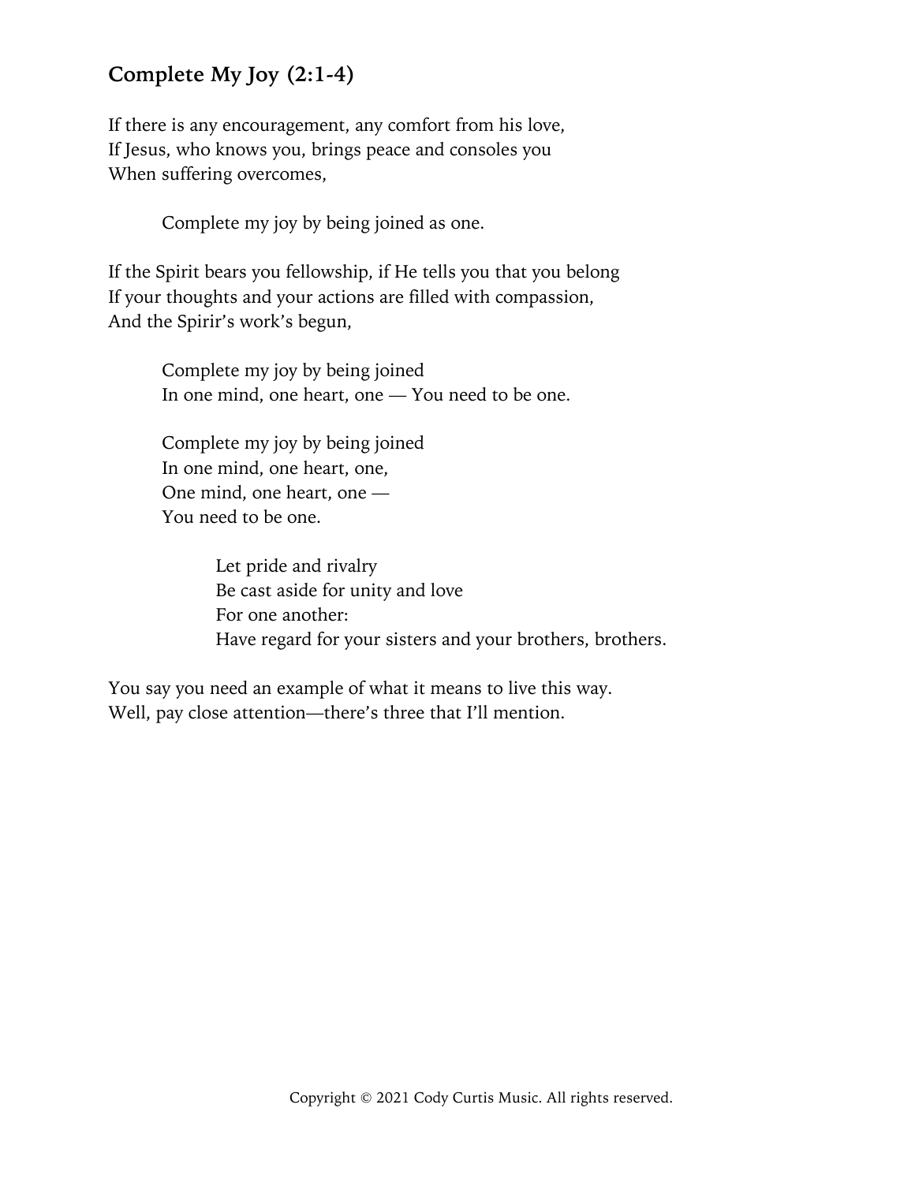## Complete My Joy (2:1-4)

If there is any encouragement, any comfort from his love,
If Jesus, who knows you, brings peace and consoles you
When suffering overcomes,

Complete my joy by being joined as one.

If the Spirit bears you fellowship, if He tells you that you belong
If your thoughts and your actions are filled with compassion,
And the Spirir's work's begun,

Complete my joy by being joined
In one mind, one heart, one — You need to be one.

Complete my joy by being joined
In one mind, one heart, one,
One mind, one heart, one —
You need to be one.

Let pride and rivalry
Be cast aside for unity and love
For one another:
Have regard for your sisters and your brothers, brothers.

You say you need an example of what it means to live this way.
Well, pay close attention—there's three that I'll mention.

Copyright © 2021 Cody Curtis Music. All rights reserved.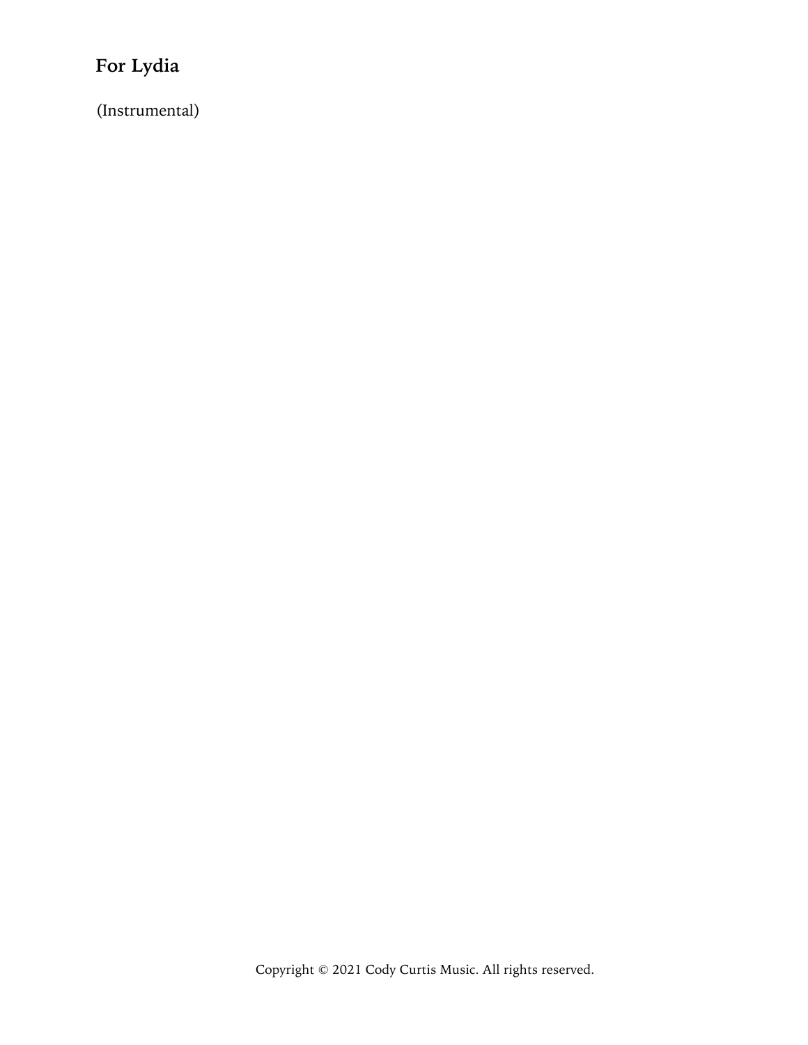## For Lydia

(Instrumental)

Copyright © 2021 Cody Curtis Music. All rights reserved.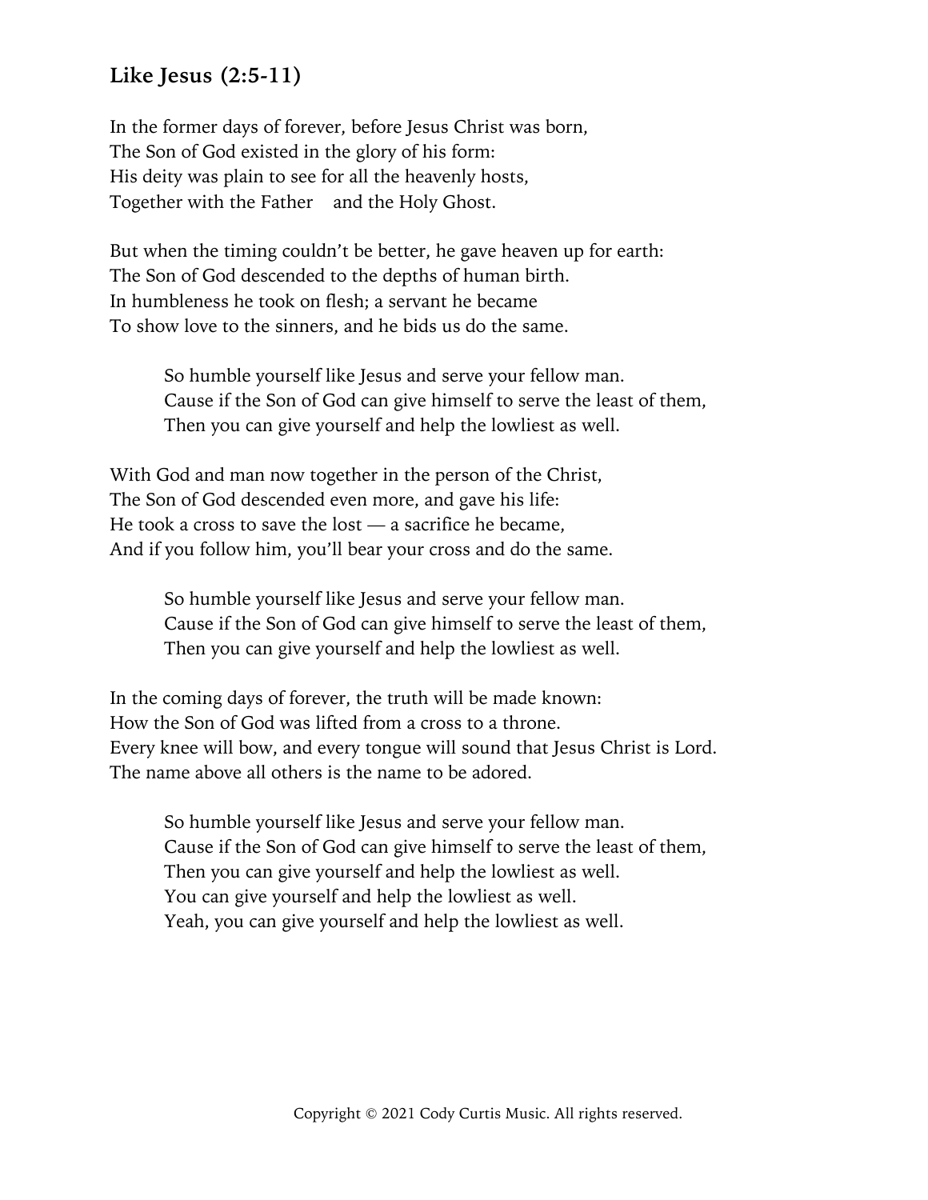### Like Jesus (2:5-11)

In the former days of forever, before Jesus Christ was born,
The Son of God existed in the glory of his form:
His deity was plain to see for all the heavenly hosts,
Together with the Father and the Holy Ghost.

But when the timing couldn't be better, he gave heaven up for earth:
The Son of God descended to the depths of human birth.
In humbleness he took on flesh; a servant he became
To show love to the sinners, and he bids us do the same.

> So humble yourself like Jesus and serve your fellow man.
> Cause if the Son of God can give himself to serve the least of them,
> Then you can give yourself and help the lowliest as well.

With God and man now together in the person of the Christ,
The Son of God descended even more, and gave his life:
He took a cross to save the lost — a sacrifice he became,
And if you follow him, you'll bear your cross and do the same.

> So humble yourself like Jesus and serve your fellow man.
> Cause if the Son of God can give himself to serve the least of them,
> Then you can give yourself and help the lowliest as well.

In the coming days of forever, the truth will be made known:
How the Son of God was lifted from a cross to a throne.
Every knee will bow, and every tongue will sound that Jesus Christ is Lord.
The name above all others is the name to be adored.

> So humble yourself like Jesus and serve your fellow man.
> Cause if the Son of God can give himself to serve the least of them,
> Then you can give yourself and help the lowliest as well.
> You can give yourself and help the lowliest as well.
> Yeah, you can give yourself and help the lowliest as well.

Copyright © 2021 Cody Curtis Music. All rights reserved.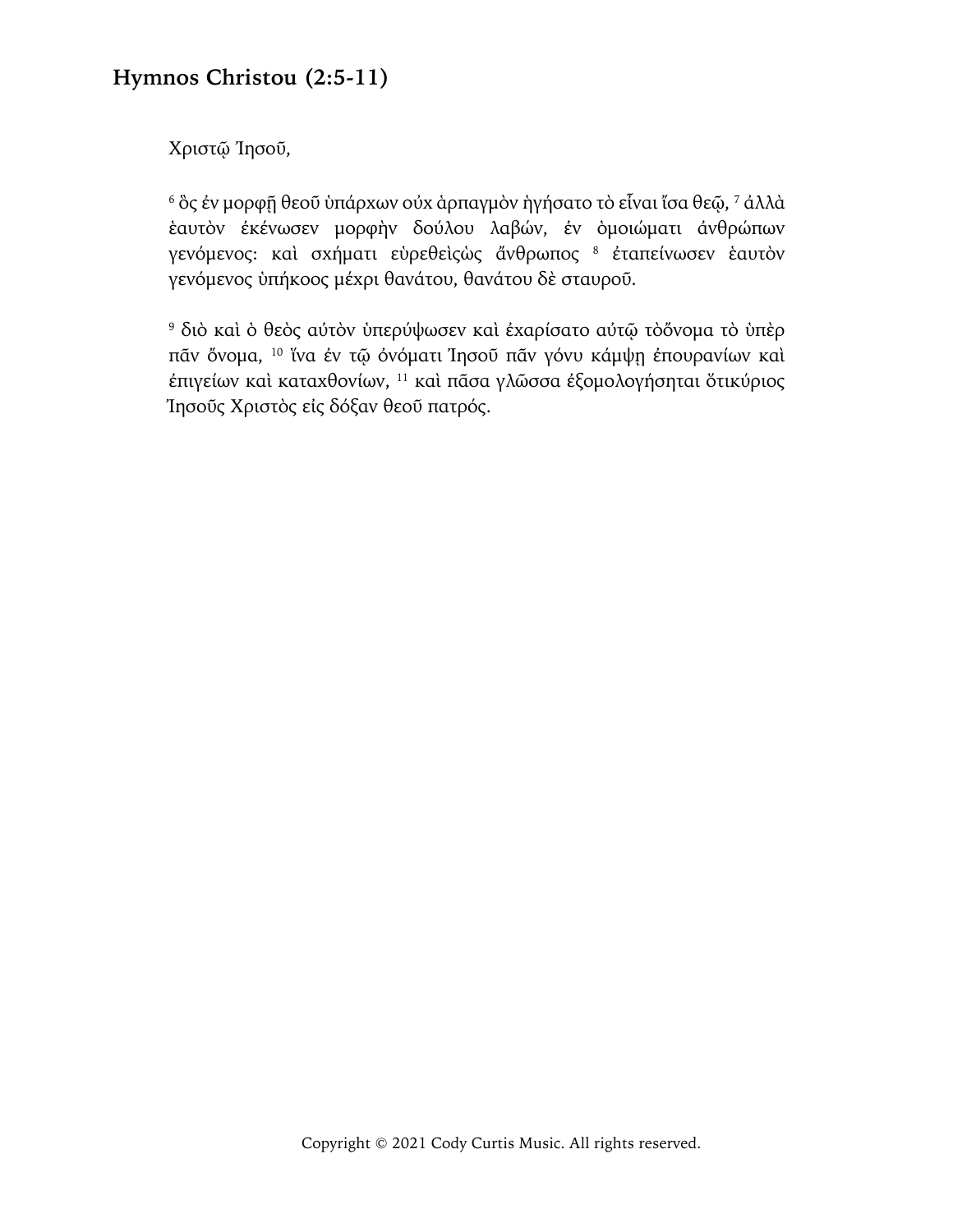## Hymnos Christou (2:5-11)

Χριστῷ Ἰησοῦ,

[6] ὃς ἐν μορφῇ θεοῦ ὑπάρχων οὐχ ἁρπαγμὸν ἡγήσατο τὸ εἶναι ἴσα θεῷ, [7] ἀλλὰ ἑαυτὸν ἐκένωσεν μορφὴν δούλου λαβών, ἐν ὁμοιώματι ἀνθρώπων γενόμενος: καὶ σχήματι εὑρεθεὶςὡς ἄνθρωπος [8] ἐταπείνωσεν ἑαυτὸν γενόμενος ὑπήκοος μέχρι θανάτου, θανάτου δὲ σταυροῦ.

[9] διὸ καὶ ὁ θεὸς αὐτὸν ὑπερύψωσεν καὶ ἐχαρίσατο αὐτῷ τὸὄνομα τὸ ὑπὲρ πᾶν ὄνομα, [10] ἵνα ἐν τῷ ὀνόματι Ἰησοῦ πᾶν γόνυ κάμψῃ ἐπουρανίων καὶ ἐπιγείων καὶ καταχθονίων, [11] καὶ πᾶσα γλῶσσα ἐξομολογήσηται ὅτικύριος Ἰησοῦς Χριστὸς εἰς δόξαν θεοῦ πατρός.

Copyright © 2021 Cody Curtis Music. All rights reserved.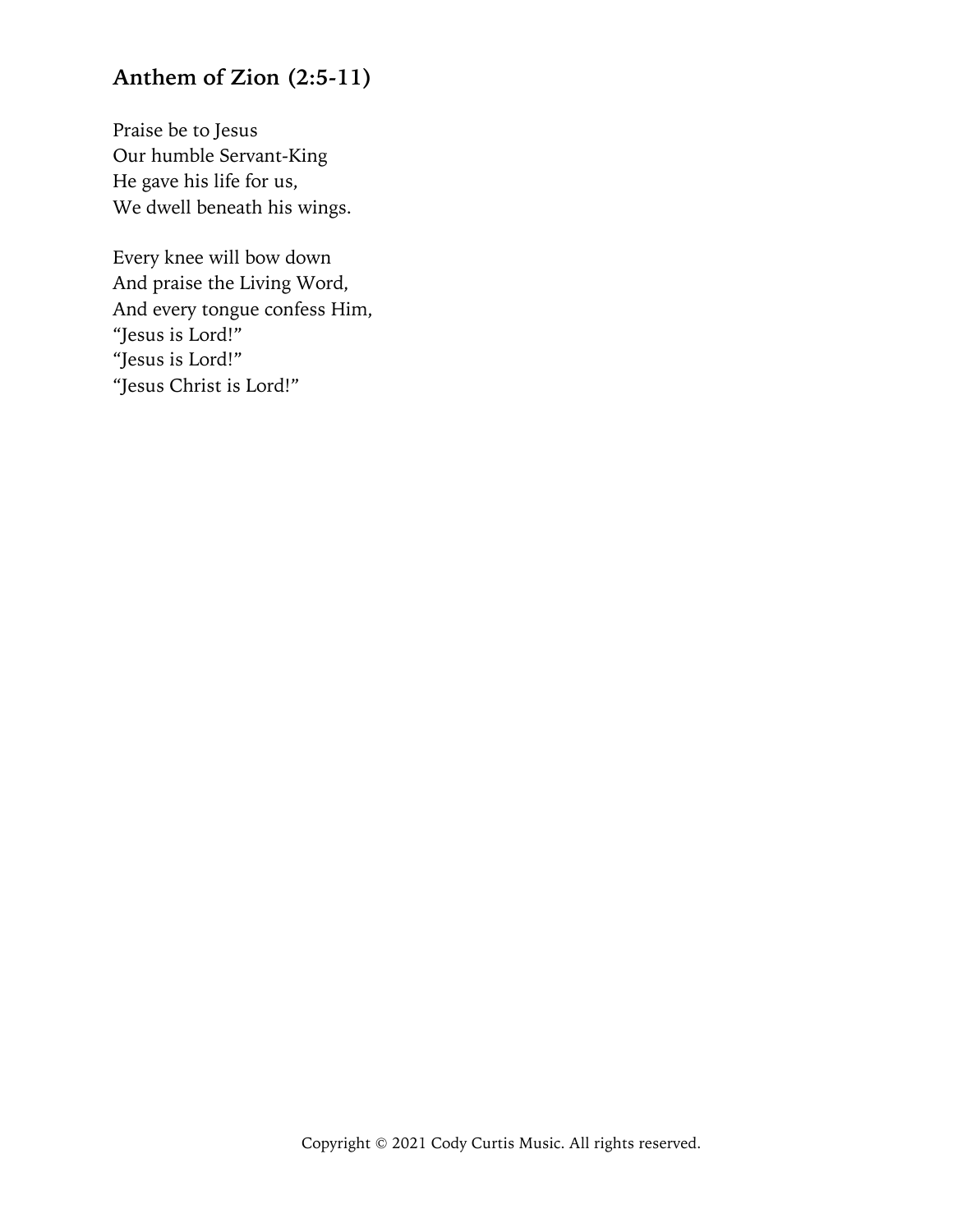## Anthem of Zion (2:5-11)

Praise be to Jesus
Our humble Servant-King
He gave his life for us,
We dwell beneath his wings.

Every knee will bow down
And praise the Living Word,
And every tongue confess Him,
"Jesus is Lord!"
"Jesus is Lord!"
"Jesus Christ is Lord!"

Copyright © 2021 Cody Curtis Music. All rights reserved.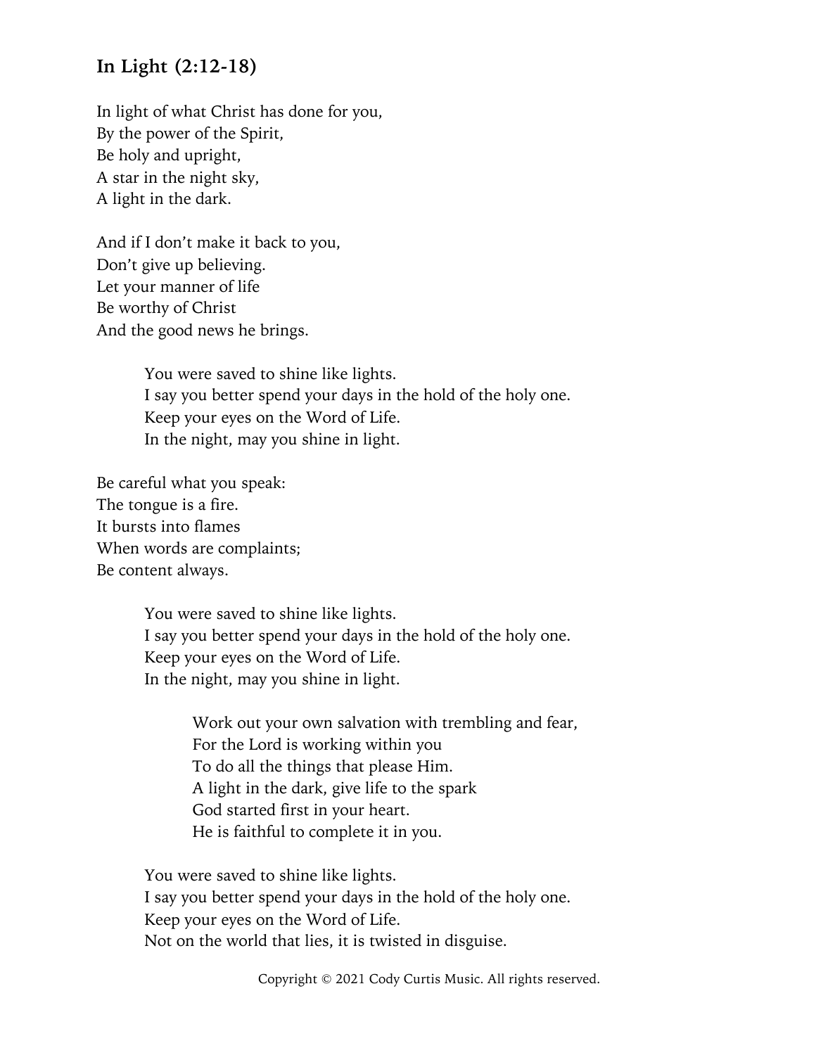## In Light (2:12-18)

In light of what Christ has done for you,
By the power of the Spirit,
Be holy and upright,
A star in the night sky,
A light in the dark.

And if I don't make it back to you,
Don't give up believing.
Let your manner of life
Be worthy of Christ
And the good news he brings.

> You were saved to shine like lights.
> I say you better spend your days in the hold of the holy one.
> Keep your eyes on the Word of Life.
> In the night, may you shine in light.

Be careful what you speak:
The tongue is a fire.
It bursts into flames
When words are complaints;
Be content always.

> You were saved to shine like lights.
> I say you better spend your days in the hold of the holy one.
> Keep your eyes on the Word of Life.
> In the night, may you shine in light.
>
> > Work out your own salvation with trembling and fear,
> > For the Lord is working within you
> > To do all the things that please Him.
> > A light in the dark, give life to the spark
> > God started first in your heart.
> > He is faithful to complete it in you.
>
> You were saved to shine like lights.
> I say you better spend your days in the hold of the holy one.
> Keep your eyes on the Word of Life.
> Not on the world that lies, it is twisted in disguise.

Copyright © 2021 Cody Curtis Music. All rights reserved.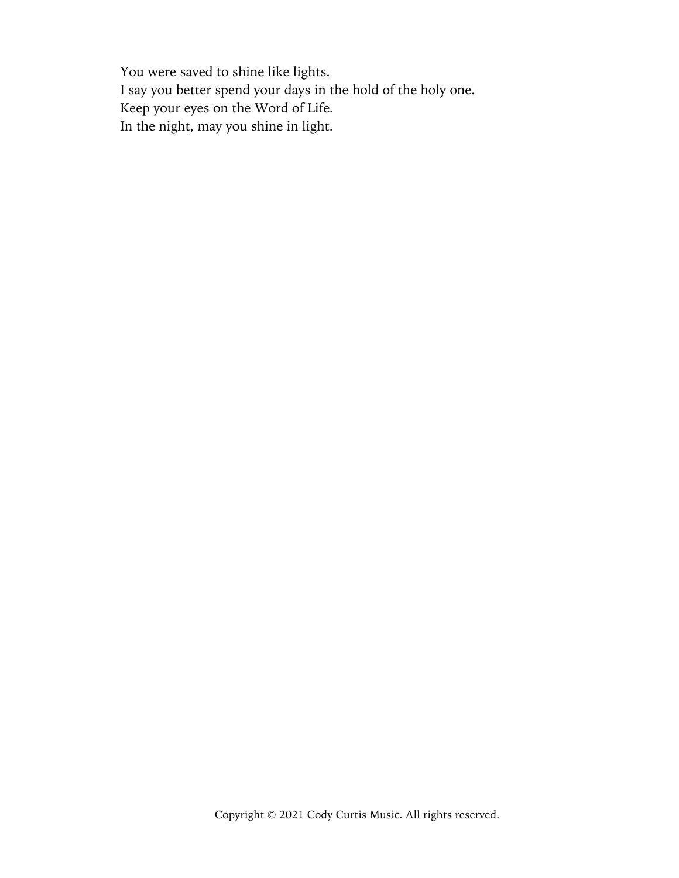You were saved to shine like lights.
I say you better spend your days in the hold of the holy one.
Keep your eyes on the Word of Life.
In the night, may you shine in light.

Copyright © 2021 Cody Curtis Music. All rights reserved.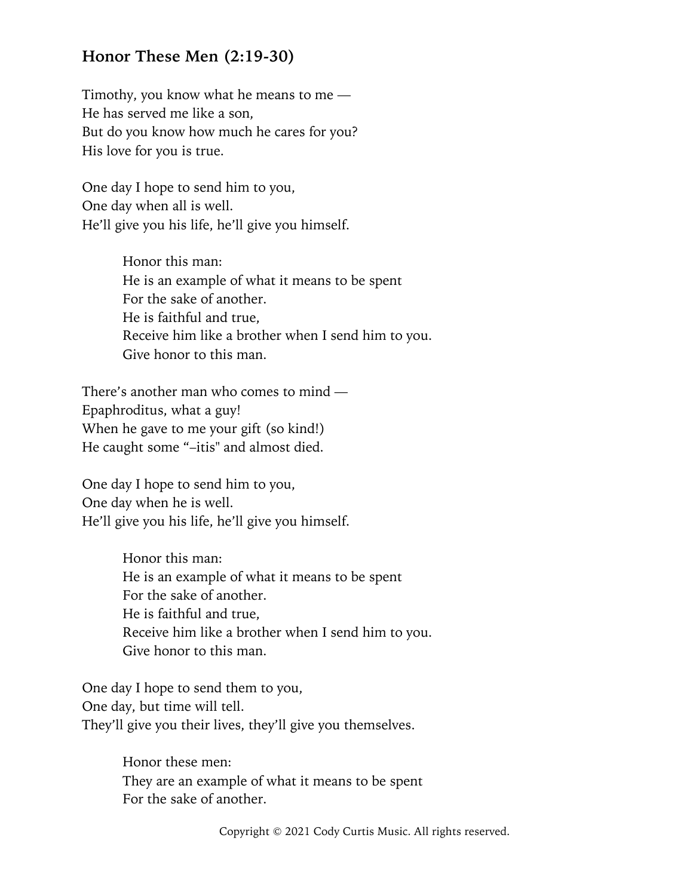## Honor These Men (2:19-30)

Timothy, you know what he means to me —
He has served me like a son,
But do you know how much he cares for you?
His love for you is true.

One day I hope to send him to you,
One day when all is well.
He'll give you his life, he'll give you himself.

> Honor this man:
> He is an example of what it means to be spent
> For the sake of another.
> He is faithful and true,
> Receive him like a brother when I send him to you.
> Give honor to this man.

There's another man who comes to mind —
Epaphroditus, what a guy!
When he gave to me your gift (so kind!)
He caught some "–itis" and almost died.

One day I hope to send him to you,
One day when he is well.
He'll give you his life, he'll give you himself.

> Honor this man:
> He is an example of what it means to be spent
> For the sake of another.
> He is faithful and true,
> Receive him like a brother when I send him to you.
> Give honor to this man.

One day I hope to send them to you,
One day, but time will tell.
They'll give you their lives, they'll give you themselves.

> Honor these men:
> They are an example of what it means to be spent
> For the sake of another.

Copyright © 2021 Cody Curtis Music. All rights reserved.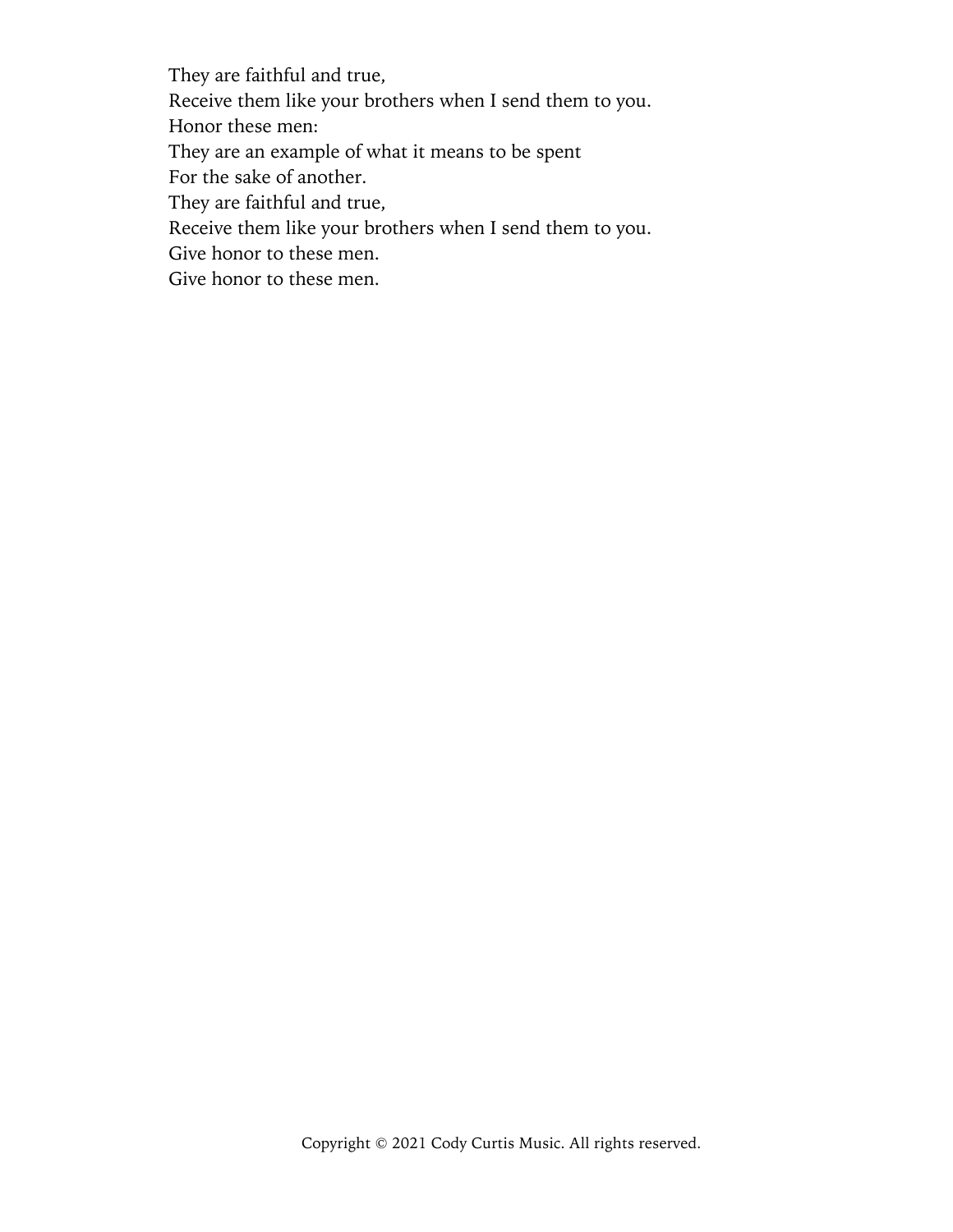They are faithful and true,  
Receive them like your brothers when I send them to you.  
Honor these men:  
They are an example of what it means to be spent  
For the sake of another.  
They are faithful and true,  
Receive them like your brothers when I send them to you.  
Give honor to these men.  
Give honor to these men.

Copyright © 2021 Cody Curtis Music. All rights reserved.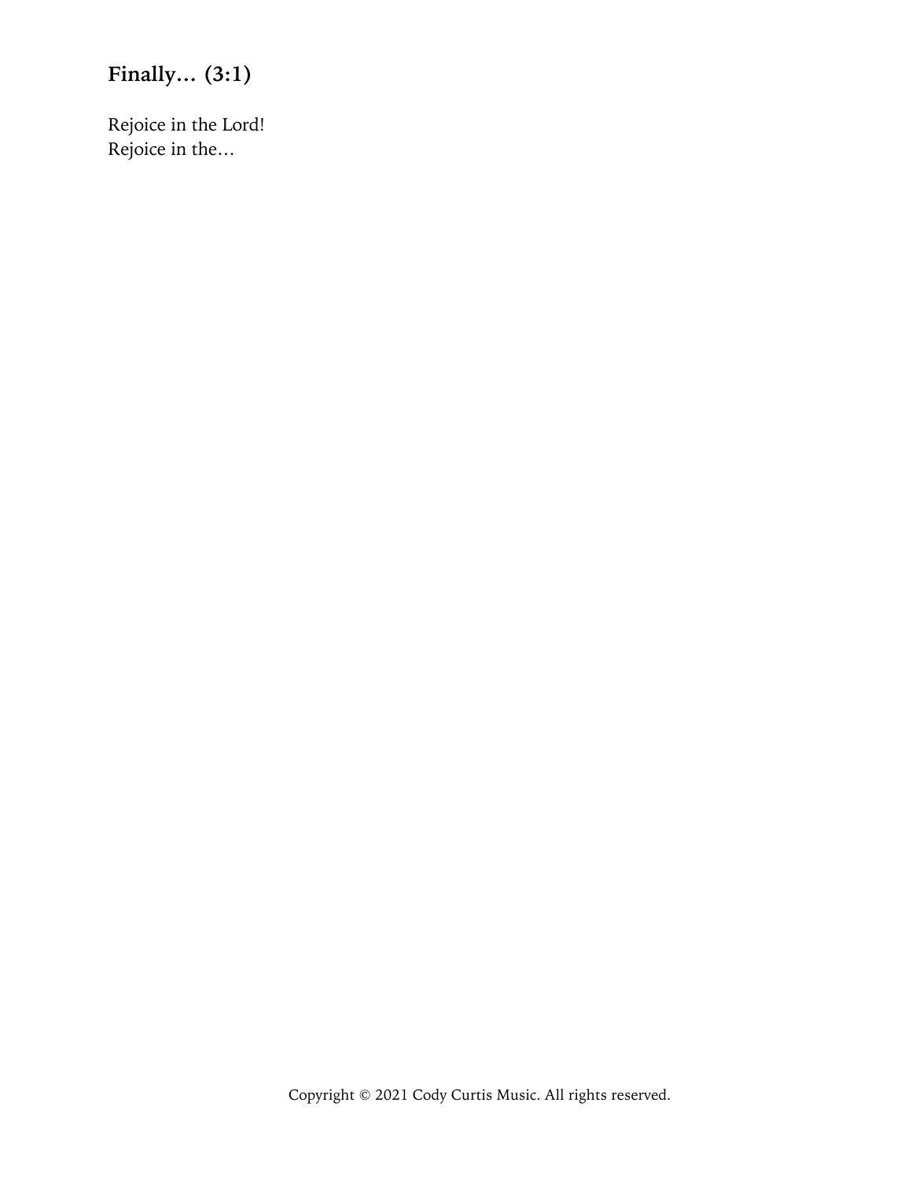## Finally… (3:1)

Rejoice in the Lord!
Rejoice in the…

Copyright © 2021 Cody Curtis Music. All rights reserved.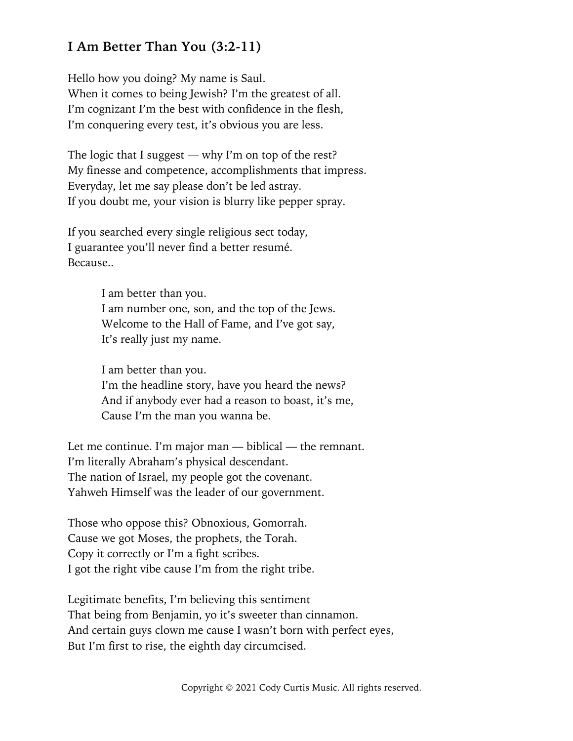## I Am Better Than You (3:2-11)

Hello how you doing? My name is Saul.
When it comes to being Jewish? I'm the greatest of all.
I'm cognizant I'm the best with confidence in the flesh,
I'm conquering every test, it's obvious you are less.

The logic that I suggest — why I'm on top of the rest?
My finesse and competence, accomplishments that impress.
Everyday, let me say please don't be led astray.
If you doubt me, your vision is blurry like pepper spray.

If you searched every single religious sect today,
I guarantee you'll never find a better resumé.
Because..

> I am better than you.
> I am number one, son, and the top of the Jews.
> Welcome to the Hall of Fame, and I've got say,
> It's really just my name.
>
> I am better than you.
> I'm the headline story, have you heard the news?
> And if anybody ever had a reason to boast, it's me,
> Cause I'm the man you wanna be.

Let me continue. I'm major man — biblical — the remnant.
I'm literally Abraham's physical descendant.
The nation of Israel, my people got the covenant.
Yahweh Himself was the leader of our government.

Those who oppose this? Obnoxious, Gomorrah.
Cause we got Moses, the prophets, the Torah.
Copy it correctly or I'm a fight scribes.
I got the right vibe cause I'm from the right tribe.

Legitimate benefits, I'm believing this sentiment
That being from Benjamin, yo it's sweeter than cinnamon.
And certain guys clown me cause I wasn't born with perfect eyes,
But I'm first to rise, the eighth day circumcised.

Copyright © 2021 Cody Curtis Music. All rights reserved.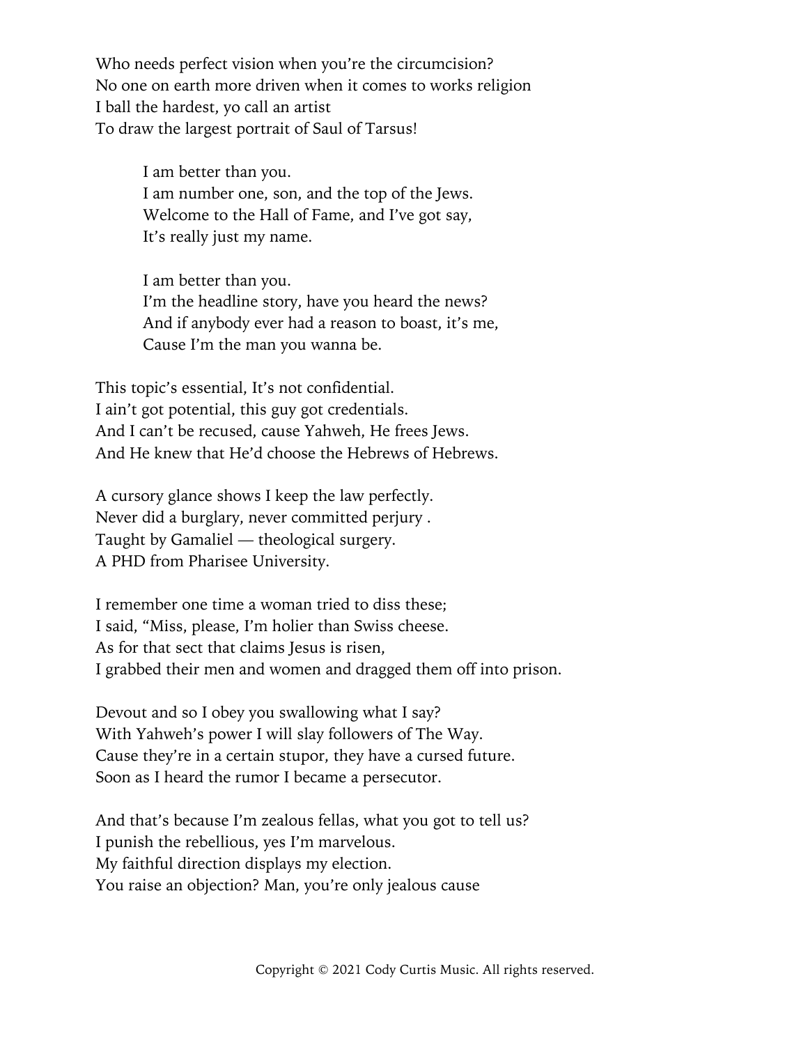Who needs perfect vision when you're the circumcision?
No one on earth more driven when it comes to works religion
I ball the hardest, yo call an artist
To draw the largest portrait of Saul of Tarsus!

> I am better than you.
> I am number one, son, and the top of the Jews.
> Welcome to the Hall of Fame, and I've got say,
> It's really just my name.

> I am better than you.
> I'm the headline story, have you heard the news?
> And if anybody ever had a reason to boast, it's me,
> Cause I'm the man you wanna be.

This topic's essential, It's not confidential.
I ain't got potential, this guy got credentials.
And I can't be recused, cause Yahweh, He frees Jews.
And He knew that He'd choose the Hebrews of Hebrews.

A cursory glance shows I keep the law perfectly.
Never did a burglary, never committed perjury .
Taught by Gamaliel — theological surgery.
A PHD from Pharisee University.

I remember one time a woman tried to diss these;
I said, "Miss, please, I'm holier than Swiss cheese.
As for that sect that claims Jesus is risen,
I grabbed their men and women and dragged them off into prison.

Devout and so I obey you swallowing what I say?
With Yahweh's power I will slay followers of The Way.
Cause they're in a certain stupor, they have a cursed future.
Soon as I heard the rumor I became a persecutor.

And that's because I'm zealous fellas, what you got to tell us?
I punish the rebellious, yes I'm marvelous.
My faithful direction displays my election.
You raise an objection? Man, you're only jealous cause

Copyright © 2021 Cody Curtis Music. All rights reserved.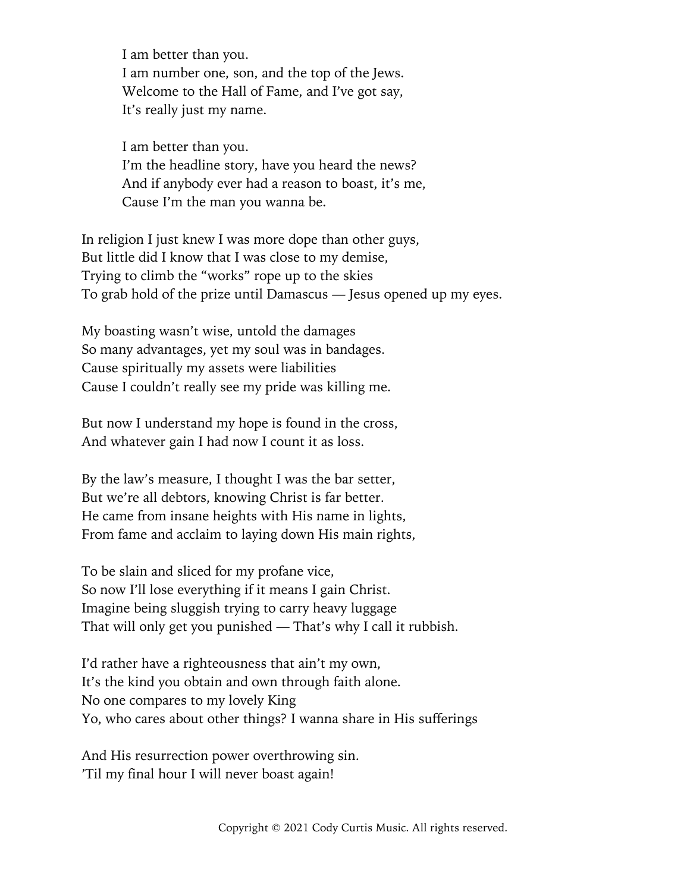I am better than you.  
I am number one, son, and the top of the Jews.  
Welcome to the Hall of Fame, and I've got say,  
It's really just my name.

I am better than you.  
I'm the headline story, have you heard the news?  
And if anybody ever had a reason to boast, it's me,  
Cause I'm the man you wanna be.

In religion I just knew I was more dope than other guys,  
But little did I know that I was close to my demise,  
Trying to climb the "works" rope up to the skies  
To grab hold of the prize until Damascus — Jesus opened up my eyes.

My boasting wasn't wise, untold the damages  
So many advantages, yet my soul was in bandages.  
Cause spiritually my assets were liabilities  
Cause I couldn't really see my pride was killing me.

But now I understand my hope is found in the cross,  
And whatever gain I had now I count it as loss.

By the law's measure, I thought I was the bar setter,  
But we're all debtors, knowing Christ is far better.  
He came from insane heights with His name in lights,  
From fame and acclaim to laying down His main rights,

To be slain and sliced for my profane vice,  
So now I'll lose everything if it means I gain Christ.  
Imagine being sluggish trying to carry heavy luggage  
That will only get you punished — That's why I call it rubbish.

I'd rather have a righteousness that ain't my own,  
It's the kind you obtain and own through faith alone.  
No one compares to my lovely King  
Yo, who cares about other things? I wanna share in His sufferings

And His resurrection power overthrowing sin.  
'Til my final hour I will never boast again!

Copyright © 2021 Cody Curtis Music. All rights reserved.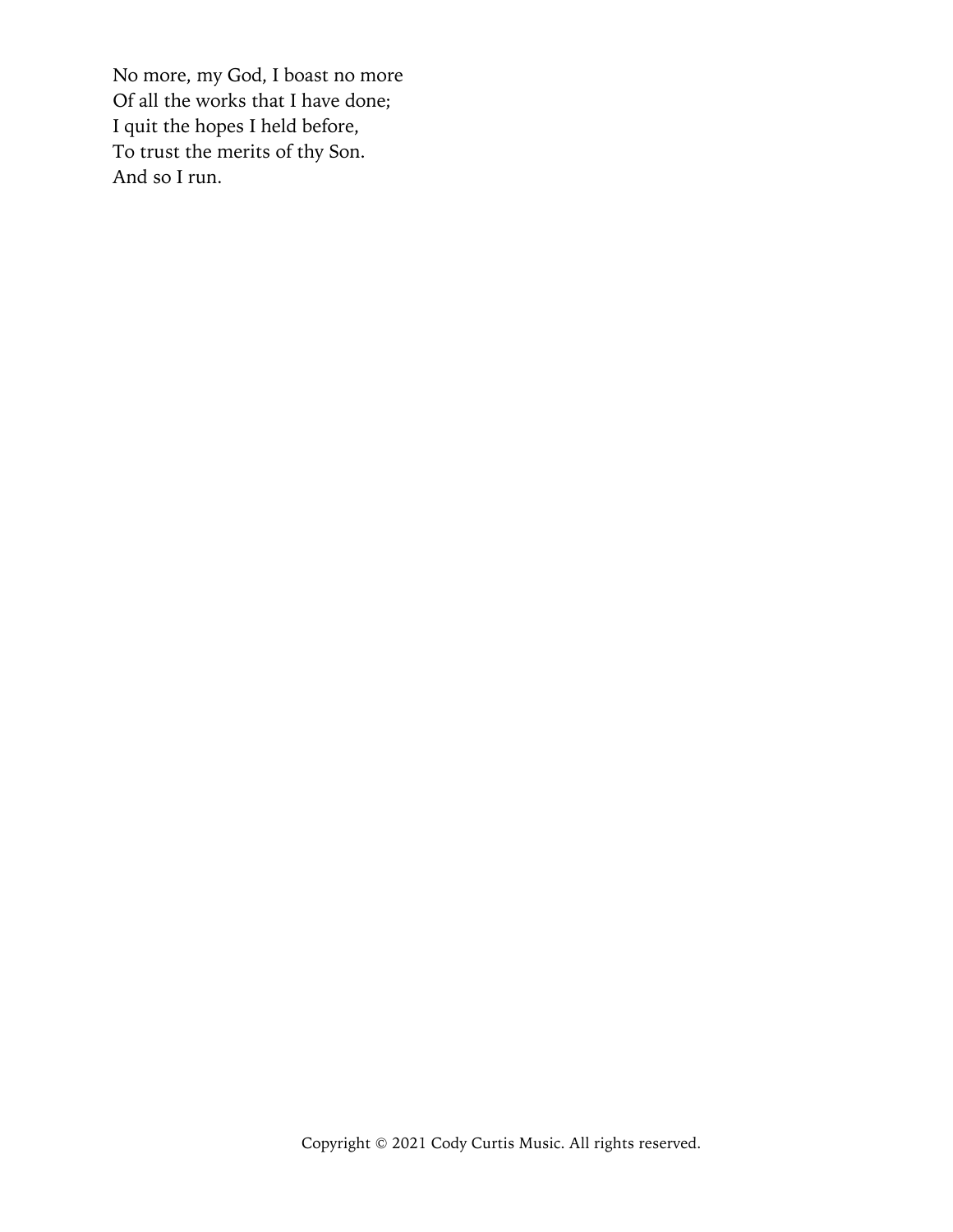No more, my God, I boast no more  
Of all the works that I have done;  
I quit the hopes I held before,  
To trust the merits of thy Son.  
And so I run.

Copyright © 2021 Cody Curtis Music. All rights reserved.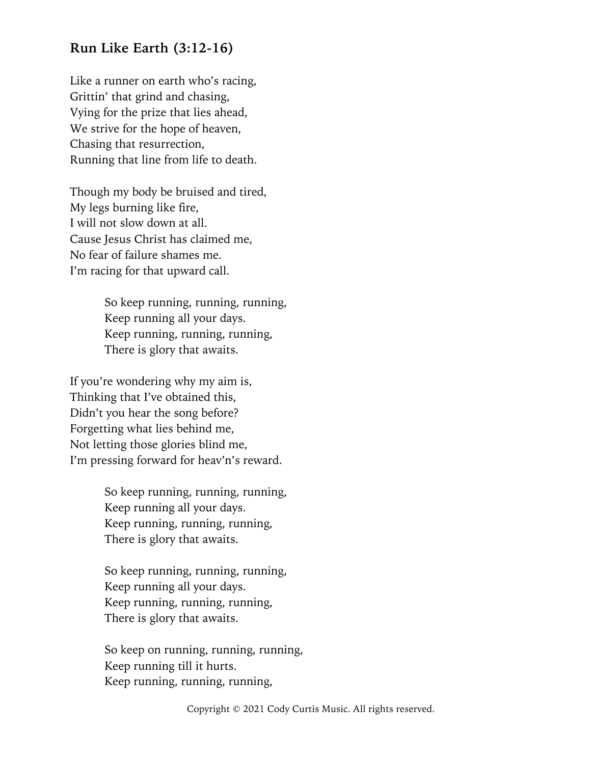## Run Like Earth (3:12-16)

Like a runner on earth who's racing,
Grittin' that grind and chasing,
Vying for the prize that lies ahead,
We strive for the hope of heaven,
Chasing that resurrection,
Running that line from life to death.

Though my body be bruised and tired,
My legs burning like fire,
I will not slow down at all.
Cause Jesus Christ has claimed me,
No fear of failure shames me.
I'm racing for that upward call.

> So keep running, running, running,
> Keep running all your days.
> Keep running, running, running,
> There is glory that awaits.

If you're wondering why my aim is,
Thinking that I've obtained this,
Didn't you hear the song before?
Forgetting what lies behind me,
Not letting those glories blind me,
I'm pressing forward for heav'n's reward.

> So keep running, running, running,
> Keep running all your days.
> Keep running, running, running,
> There is glory that awaits.

> So keep running, running, running,
> Keep running all your days.
> Keep running, running, running,
> There is glory that awaits.

> So keep on running, running, running,
> Keep running till it hurts.
> Keep running, running, running,

Copyright © 2021 Cody Curtis Music. All rights reserved.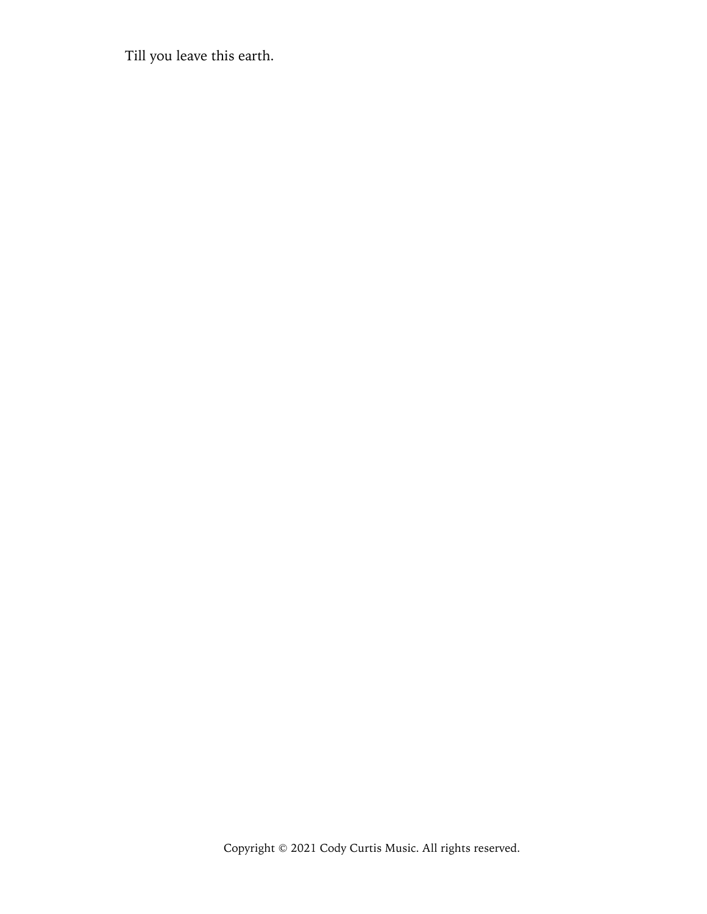Till you leave this earth.

Copyright © 2021 Cody Curtis Music. All rights reserved.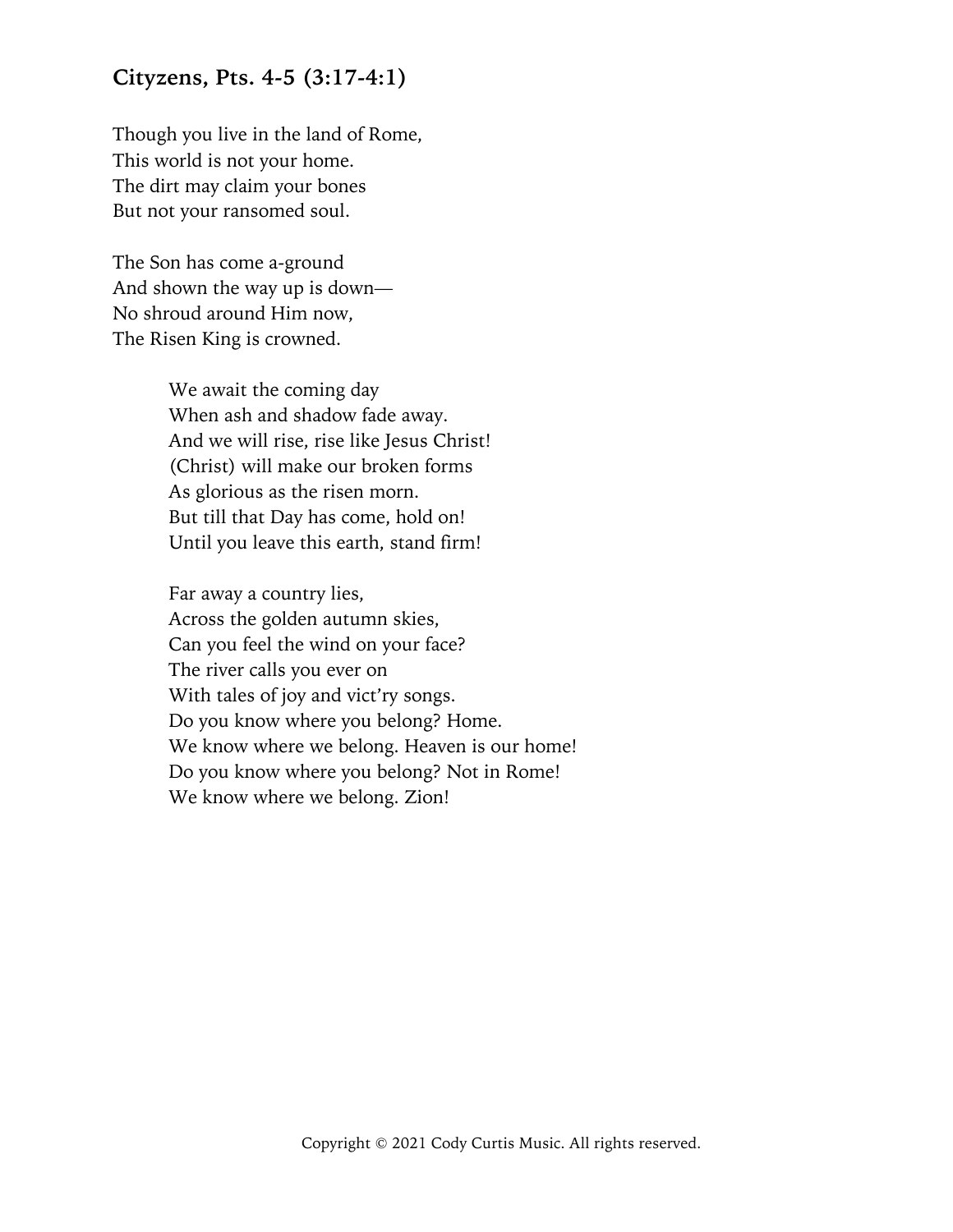### Cityzens, Pts. 4-5 (3:17-4:1)

Though you live in the land of Rome,  
This world is not your home.  
The dirt may claim your bones  
But not your ransomed soul.

The Son has come a-ground  
And shown the way up is down—  
No shroud around Him now,  
The Risen King is crowned.

> We await the coming day  
> When ash and shadow fade away.  
> And we will rise, rise like Jesus Christ!  
> (Christ) will make our broken forms  
> As glorious as the risen morn.  
> But till that Day has come, hold on!  
> Until you leave this earth, stand firm!
>
> Far away a country lies,  
> Across the golden autumn skies,  
> Can you feel the wind on your face?  
> The river calls you ever on  
> With tales of joy and vict'ry songs.  
> Do you know where you belong? Home.  
> We know where we belong. Heaven is our home!  
> Do you know where you belong? Not in Rome!  
> We know where we belong. Zion!

Copyright © 2021 Cody Curtis Music. All rights reserved.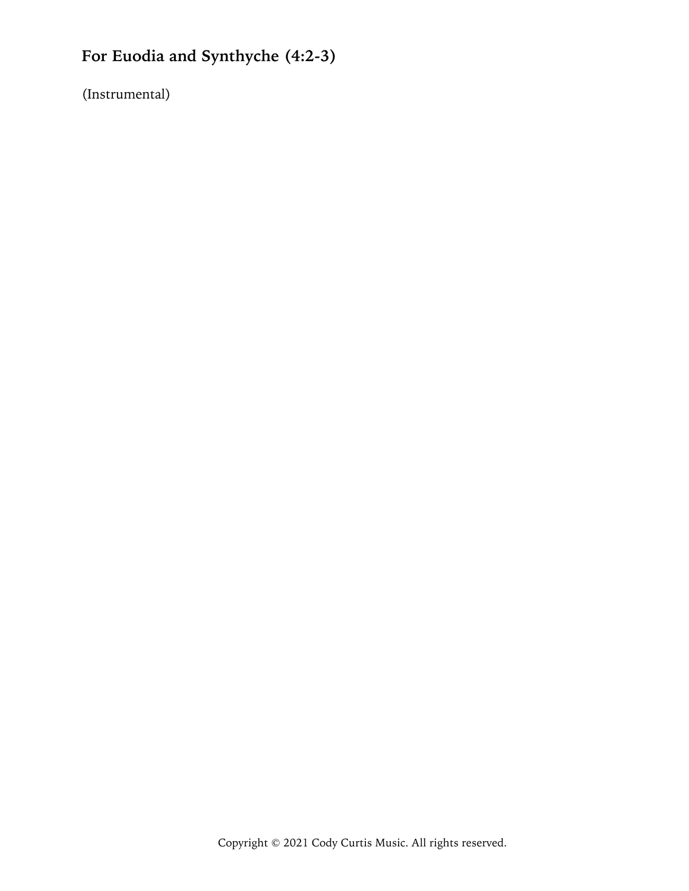## For Euodia and Synthyche (4:2-3)

(Instrumental)

Copyright © 2021 Cody Curtis Music. All rights reserved.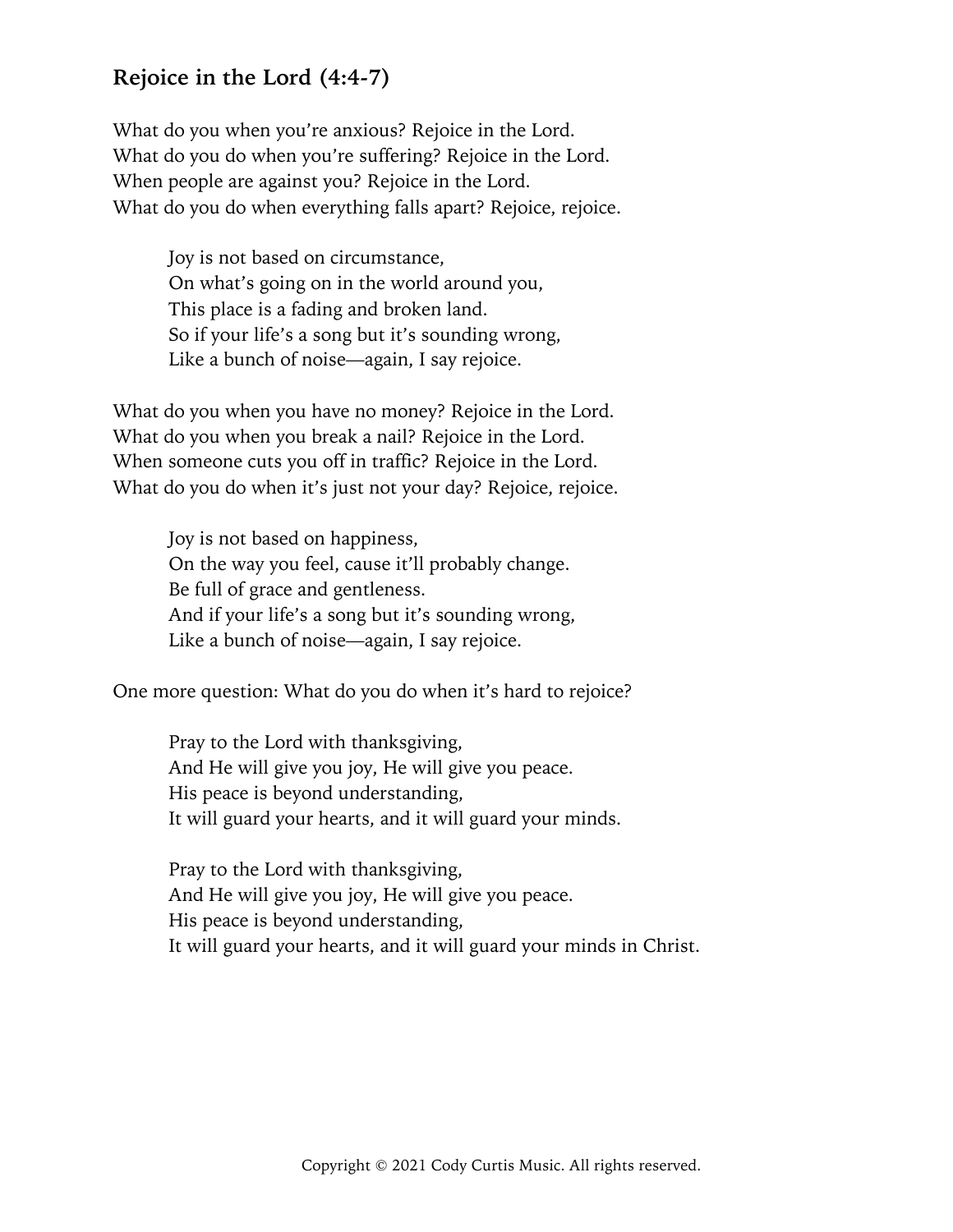## Rejoice in the Lord (4:4-7)

What do you when you're anxious? Rejoice in the Lord.  
What do you do when you're suffering? Rejoice in the Lord.  
When people are against you? Rejoice in the Lord.  
What do you do when everything falls apart? Rejoice, rejoice.

> Joy is not based on circumstance,  
> On what's going on in the world around you,  
> This place is a fading and broken land.  
> So if your life's a song but it's sounding wrong,  
> Like a bunch of noise—again, I say rejoice.

What do you when you have no money? Rejoice in the Lord.  
What do you when you break a nail? Rejoice in the Lord.  
When someone cuts you off in traffic? Rejoice in the Lord.  
What do you do when it's just not your day? Rejoice, rejoice.

> Joy is not based on happiness,  
> On the way you feel, cause it'll probably change.  
> Be full of grace and gentleness.  
> And if your life's a song but it's sounding wrong,  
> Like a bunch of noise—again, I say rejoice.

One more question: What do you do when it's hard to rejoice?

> Pray to the Lord with thanksgiving,  
> And He will give you joy, He will give you peace.  
> His peace is beyond understanding,  
> It will guard your hearts, and it will guard your minds.

> Pray to the Lord with thanksgiving,  
> And He will give you joy, He will give you peace.  
> His peace is beyond understanding,  
> It will guard your hearts, and it will guard your minds in Christ.

Copyright © 2021 Cody Curtis Music. All rights reserved.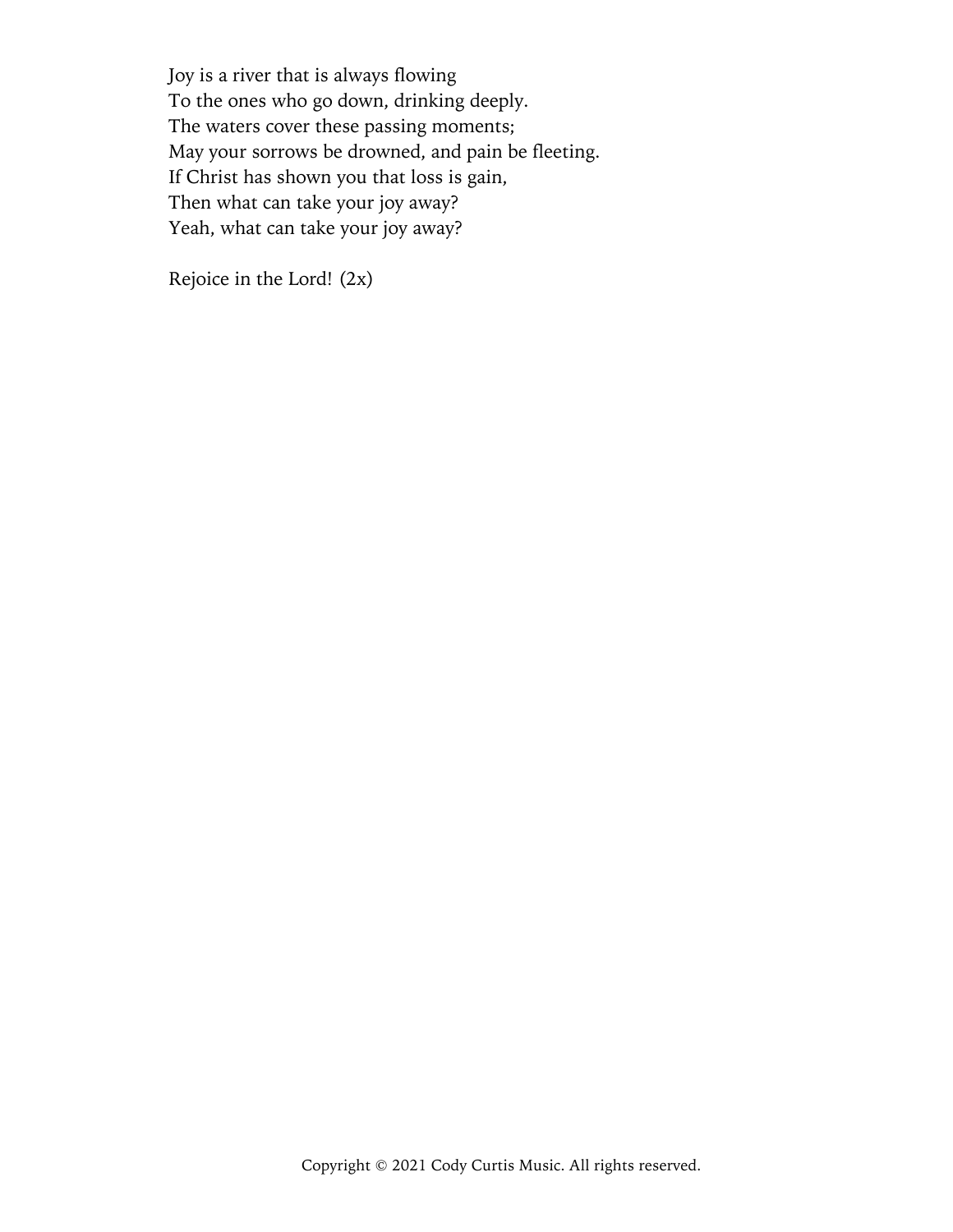Joy is a river that is always flowing  
To the ones who go down, drinking deeply.  
The waters cover these passing moments;  
May your sorrows be drowned, and pain be fleeting.  
If Christ has shown you that loss is gain,  
Then what can take your joy away?  
Yeah, what can take your joy away?

Rejoice in the Lord! (2x)

Copyright © 2021 Cody Curtis Music. All rights reserved.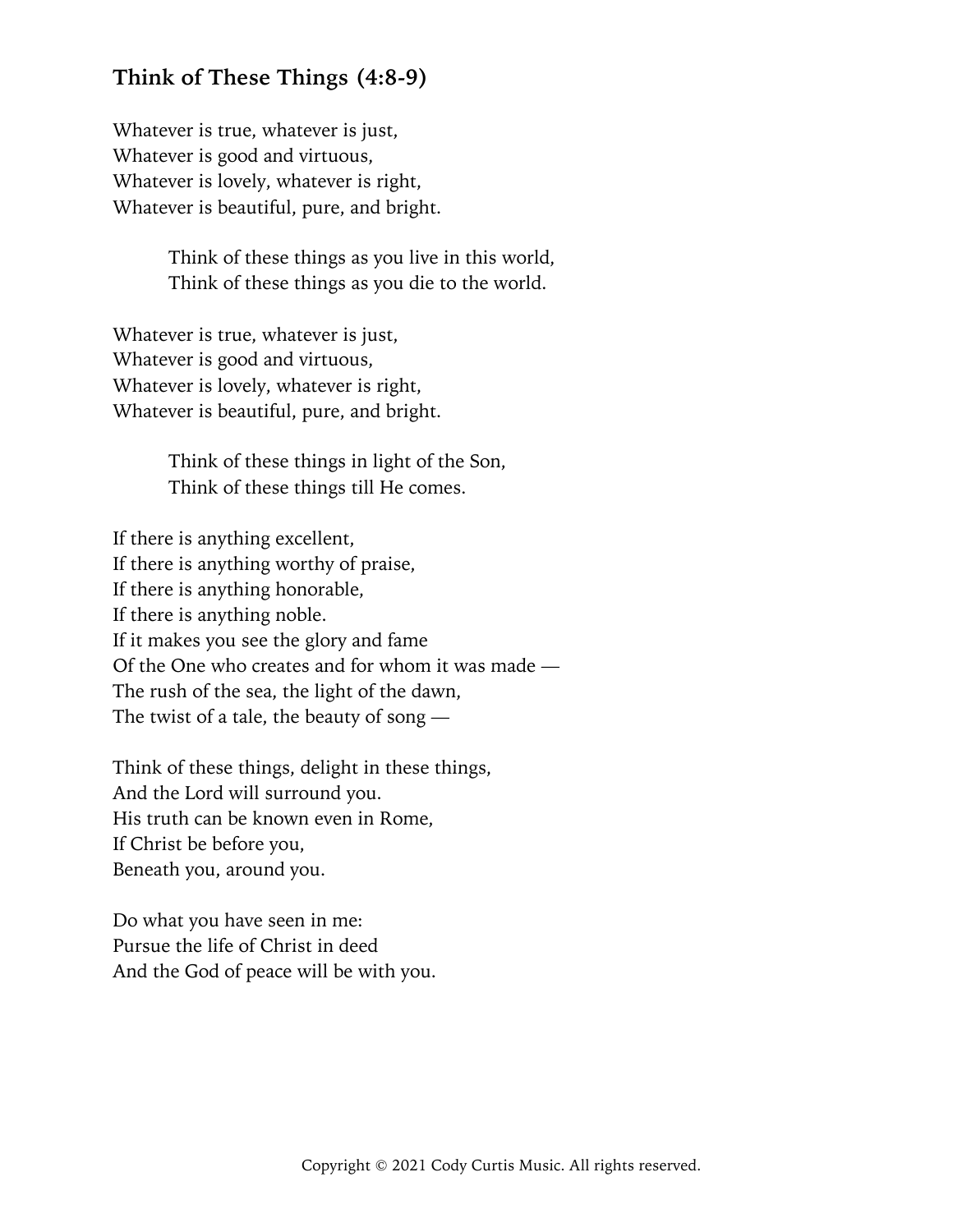## Think of These Things (4:8-9)

Whatever is true, whatever is just,
Whatever is good and virtuous,
Whatever is lovely, whatever is right,
Whatever is beautiful, pure, and bright.

> Think of these things as you live in this world,
> Think of these things as you die to the world.

Whatever is true, whatever is just,
Whatever is good and virtuous,
Whatever is lovely, whatever is right,
Whatever is beautiful, pure, and bright.

> Think of these things in light of the Son,
> Think of these things till He comes.

If there is anything excellent,
If there is anything worthy of praise,
If there is anything honorable,
If there is anything noble.
If it makes you see the glory and fame
Of the One who creates and for whom it was made —
The rush of the sea, the light of the dawn,
The twist of a tale, the beauty of song —

Think of these things, delight in these things,
And the Lord will surround you.
His truth can be known even in Rome,
If Christ be before you,
Beneath you, around you.

Do what you have seen in me:
Pursue the life of Christ in deed
And the God of peace will be with you.

Copyright © 2021 Cody Curtis Music. All rights reserved.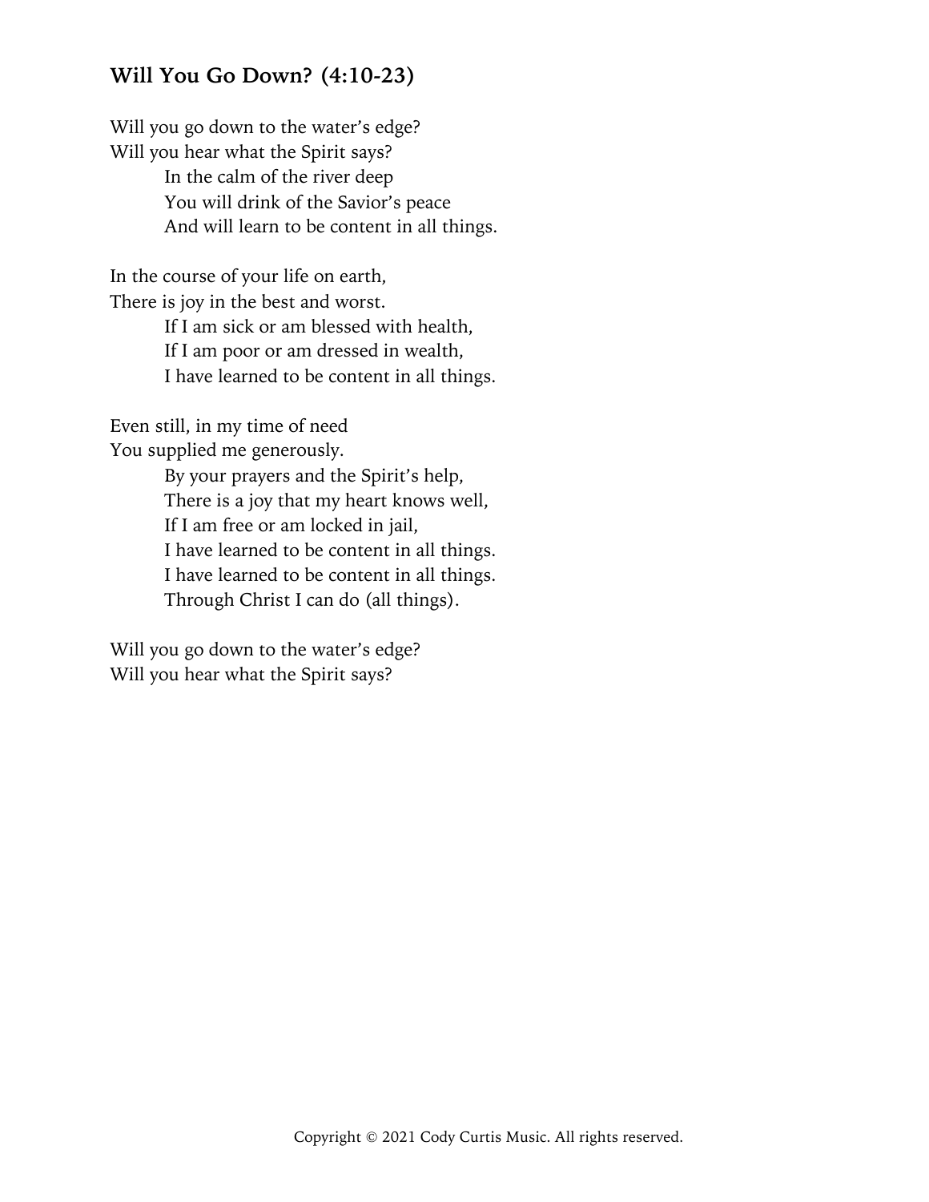## Will You Go Down? (4:10-23)

Will you go down to the water's edge?
Will you hear what the Spirit says?
    In the calm of the river deep
    You will drink of the Savior's peace
    And will learn to be content in all things.

In the course of your life on earth,
There is joy in the best and worst.
    If I am sick or am blessed with health,
    If I am poor or am dressed in wealth,
    I have learned to be content in all things.

Even still, in my time of need
You supplied me generously.
    By your prayers and the Spirit's help,
    There is a joy that my heart knows well,
    If I am free or am locked in jail,
    I have learned to be content in all things.
    I have learned to be content in all things.
    Through Christ I can do (all things).

Will you go down to the water's edge?
Will you hear what the Spirit says?

Copyright © 2021 Cody Curtis Music. All rights reserved.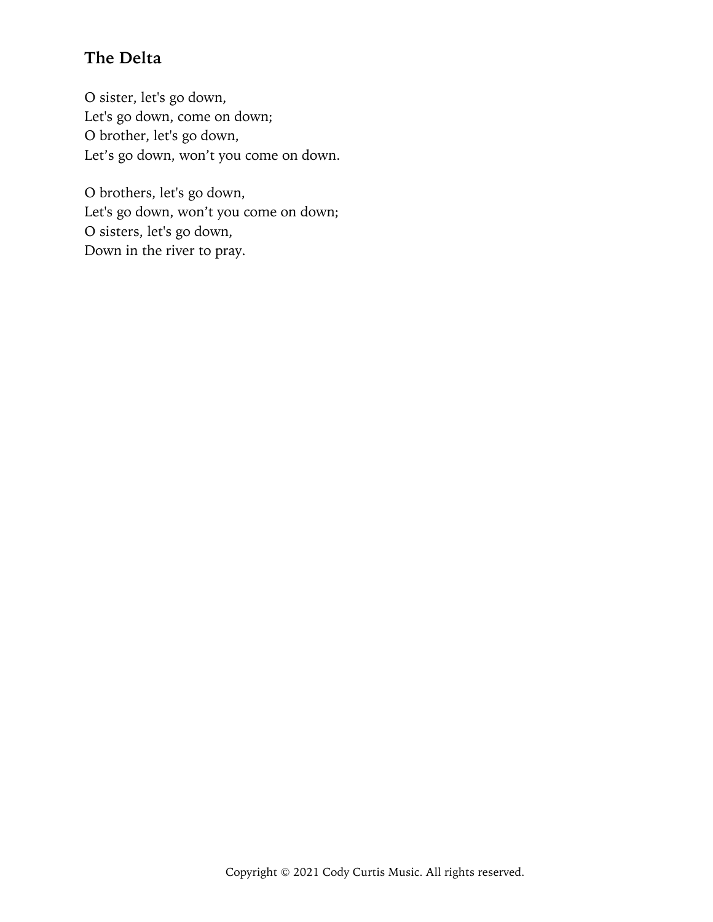## The Delta

O sister, let's go down,
Let's go down, come on down;
O brother, let's go down,
Let's go down, won't you come on down.

O brothers, let's go down,
Let's go down, won't you come on down;
O sisters, let's go down,
Down in the river to pray.

Copyright © 2021 Cody Curtis Music. All rights reserved.